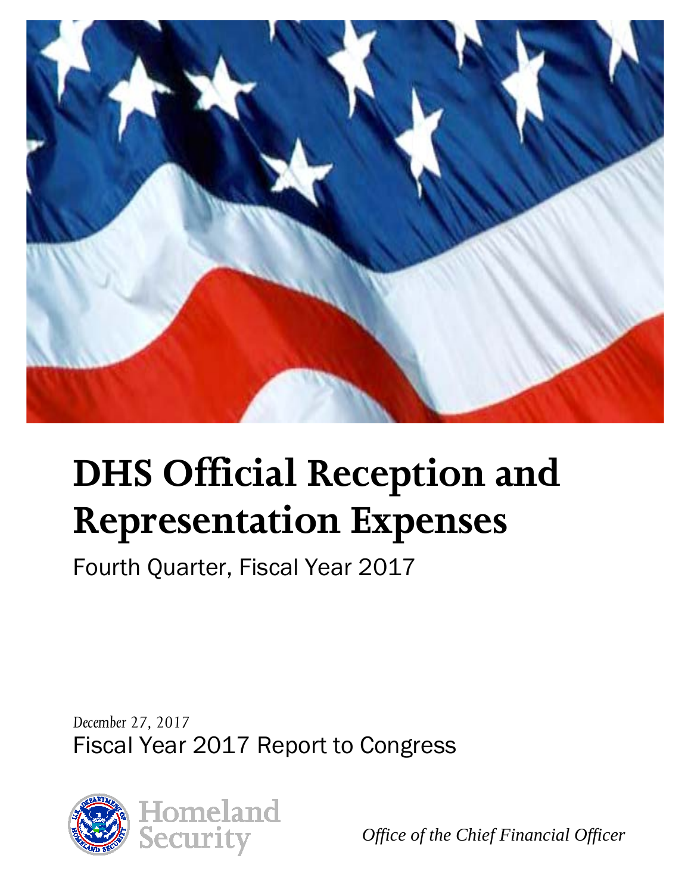# DHS Official Reception and Representation Expenses

Fourth Quarter, Fiscal Year 2017

*December 27, 2017*

Fiscal Year 2017 Report to Congress

Homeland Security

*Office of the Chief Financial Officer*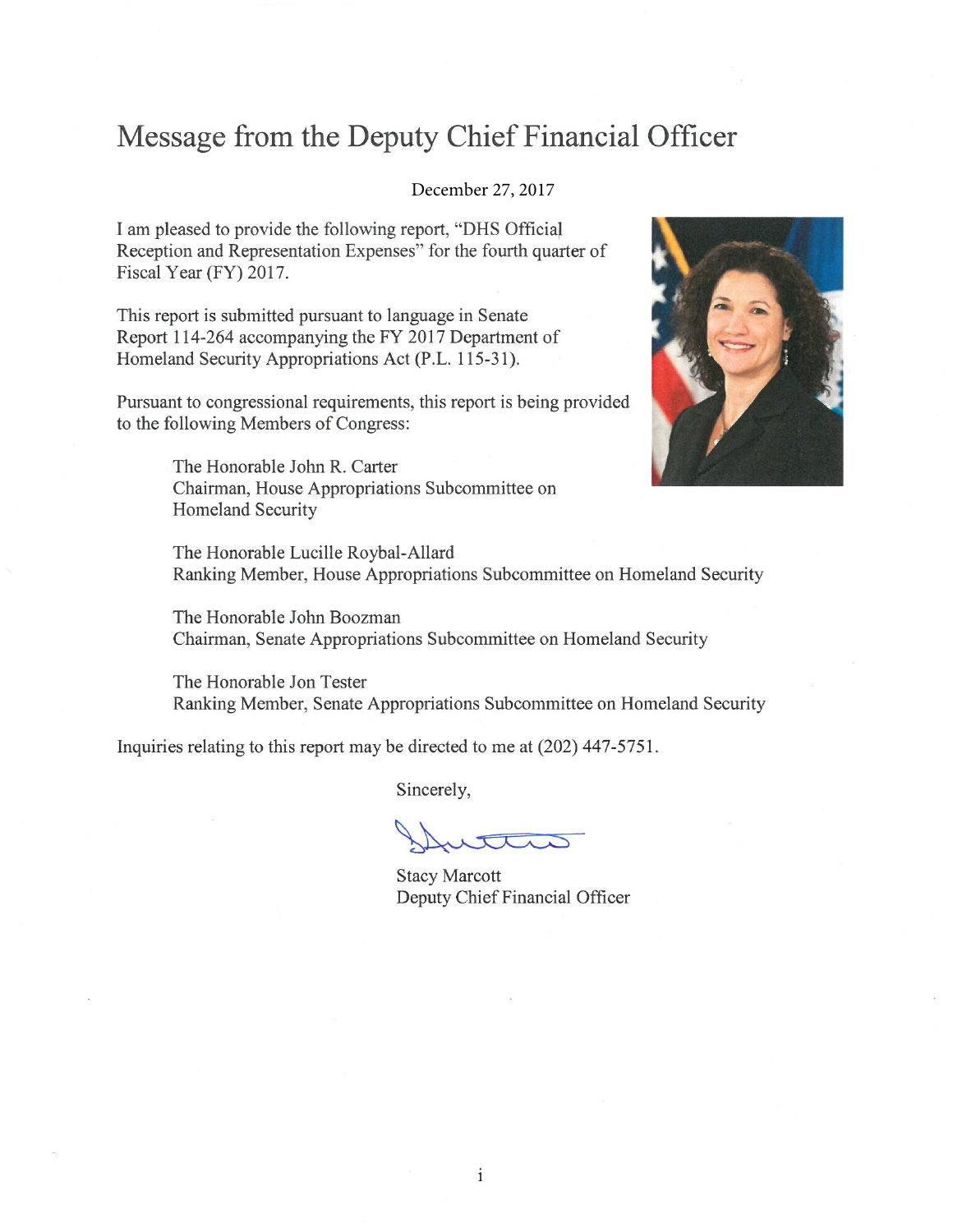# Message from the Deputy Chief Financial Officer

December 27, 2017

I am pleased to provide the following report, "DHS Official Reception and Representation Expenses" for the fourth quarter of Fiscal Year (FY) 2017.

This report is submitted pursuant to language in Senate Report 114-264 accompanying the FY 2017 Department of Homeland Security Appropriations Act (P.L. 115-31).

Pursuant to congressional requirements, this report is being provided to the following Members of Congress:

> The Honorable John R. Carter
> Chairman, House Appropriations Subcommittee on Homeland Security
>
> The Honorable Lucille Roybal-Allard
> Ranking Member, House Appropriations Subcommittee on Homeland Security
>
> The Honorable John Boozman
> Chairman, Senate Appropriations Subcommittee on Homeland Security
>
> The Honorable Jon Tester
> Ranking Member, Senate Appropriations Subcommittee on Homeland Security

Inquiries relating to this report may be directed to me at (202) 447-5751.

Sincerely,

Stacy Marcott
Deputy Chief Financial Officer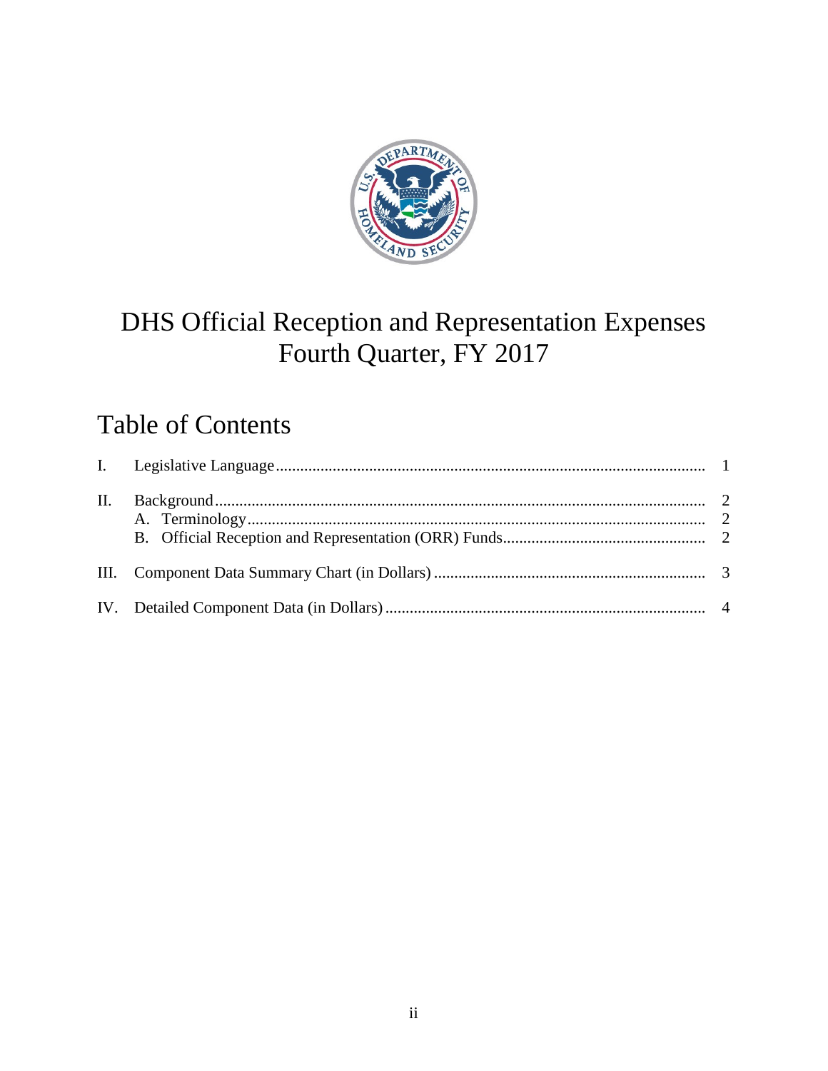# DHS Official Reception and Representation Expenses
# Fourth Quarter, FY 2017

## Table of Contents

| | | |
|---|---|---|
| I. | Legislative Language | 1 |
| II. | Background | 2 |
| | A. Terminology | 2 |
| | B. Official Reception and Representation (ORR) Funds | 2 |
| III. | Component Data Summary Chart (in Dollars) | 3 |
| IV. | Detailed Component Data (in Dollars) | 4 |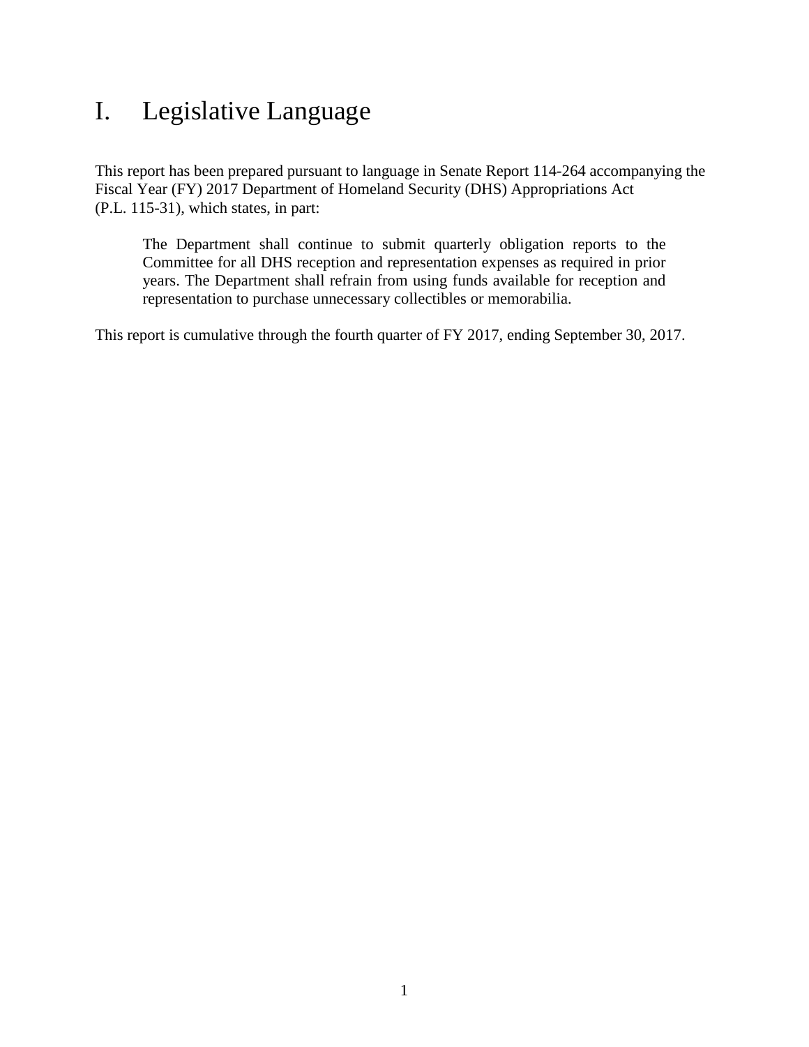# I. Legislative Language

This report has been prepared pursuant to language in Senate Report 114-264 accompanying the Fiscal Year (FY) 2017 Department of Homeland Security (DHS) Appropriations Act (P.L. 115-31), which states, in part:

> The Department shall continue to submit quarterly obligation reports to the Committee for all DHS reception and representation expenses as required in prior years. The Department shall refrain from using funds available for reception and representation to purchase unnecessary collectibles or memorabilia.

This report is cumulative through the fourth quarter of FY 2017, ending September 30, 2017.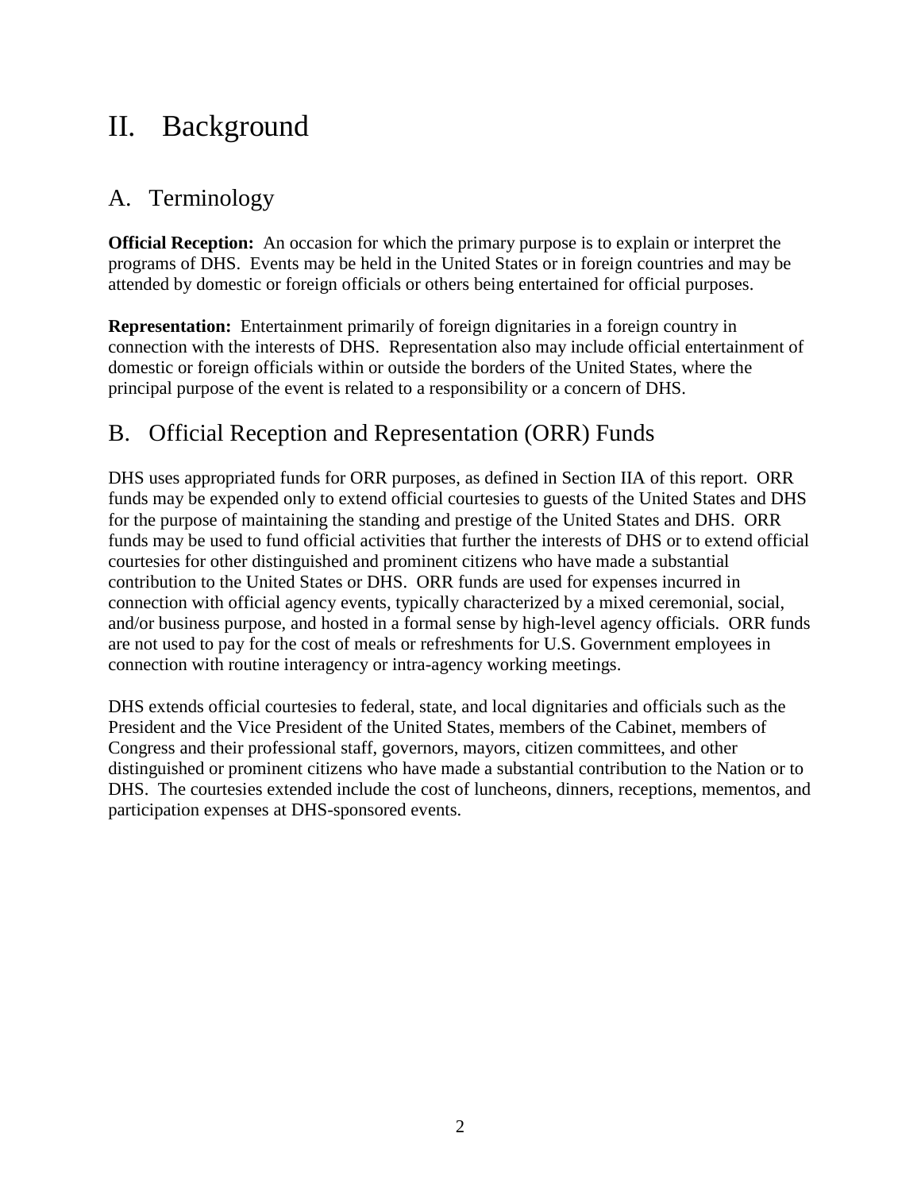# II. Background

## A. Terminology

**Official Reception:** An occasion for which the primary purpose is to explain or interpret the programs of DHS. Events may be held in the United States or in foreign countries and may be attended by domestic or foreign officials or others being entertained for official purposes.

**Representation:** Entertainment primarily of foreign dignitaries in a foreign country in connection with the interests of DHS. Representation also may include official entertainment of domestic or foreign officials within or outside the borders of the United States, where the principal purpose of the event is related to a responsibility or a concern of DHS.

## B. Official Reception and Representation (ORR) Funds

DHS uses appropriated funds for ORR purposes, as defined in Section IIA of this report. ORR funds may be expended only to extend official courtesies to guests of the United States and DHS for the purpose of maintaining the standing and prestige of the United States and DHS. ORR funds may be used to fund official activities that further the interests of DHS or to extend official courtesies for other distinguished and prominent citizens who have made a substantial contribution to the United States or DHS. ORR funds are used for expenses incurred in connection with official agency events, typically characterized by a mixed ceremonial, social, and/or business purpose, and hosted in a formal sense by high-level agency officials. ORR funds are not used to pay for the cost of meals or refreshments for U.S. Government employees in connection with routine interagency or intra-agency working meetings.

DHS extends official courtesies to federal, state, and local dignitaries and officials such as the President and the Vice President of the United States, members of the Cabinet, members of Congress and their professional staff, governors, mayors, citizen committees, and other distinguished or prominent citizens who have made a substantial contribution to the Nation or to DHS. The courtesies extended include the cost of luncheons, dinners, receptions, mementos, and participation expenses at DHS-sponsored events.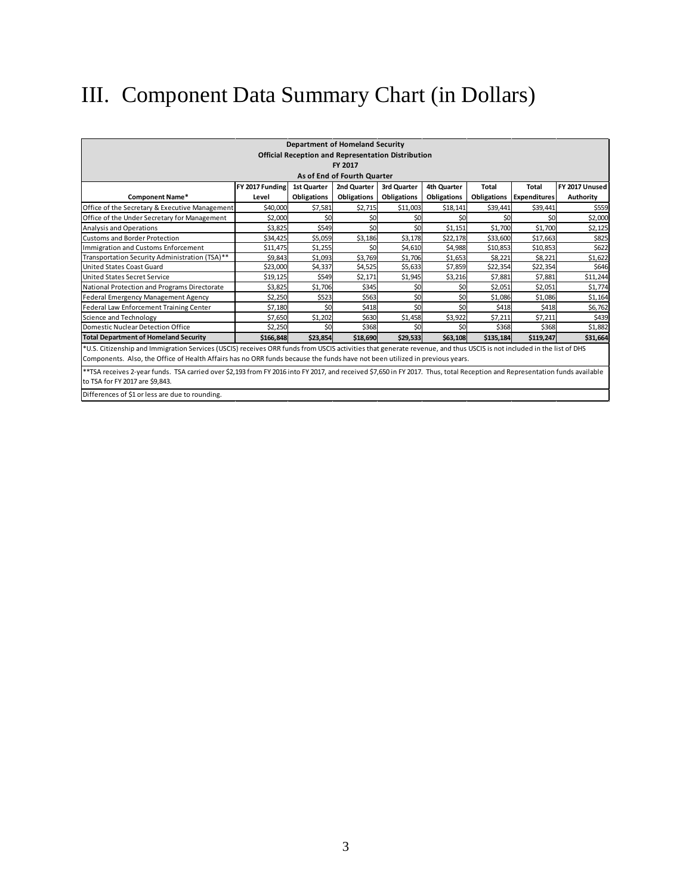# III. Component Data Summary Chart (in Dollars)

| Department of Homeland Security<br>Official Reception and Representation Distribution<br>FY 2017<br>As of End of Fourth Quarter | | | | | | | | |
|---|---|---|---|---|---|---|---|---|
| **Component Name*** | **FY 2017 Funding Level** | **1st Quarter Obligations** | **2nd Quarter Obligations** | **3rd Quarter Obligations** | **4th Quarter Obligations** | **Total Obligations** | **Total Expenditures** | **FY 2017 Unused Authority** |
| Office of the Secretary & Executive Management | $40,000 | $7,581 | $2,715 | $11,003 | $18,141 | $39,441 | $39,441 | $559 |
| Office of the Under Secretary for Management | $2,000 | $0 | $0 | $0 | $0 | $0 | $0 | $2,000 |
| Analysis and Operations | $3,825 | $549 | $0 | $0 | $1,151 | $1,700 | $1,700 | $2,125 |
| Customs and Border Protection | $34,425 | $5,059 | $3,186 | $3,178 | $22,178 | $33,600 | $17,663 | $825 |
| Immigration and Customs Enforcement | $11,475 | $1,255 | $0 | $4,610 | $4,988 | $10,853 | $10,853 | $622 |
| Transportation Security Administration (TSA)** | $9,843 | $1,093 | $3,769 | $1,706 | $1,653 | $8,221 | $8,221 | $1,622 |
| United States Coast Guard | $23,000 | $4,337 | $4,525 | $5,633 | $7,859 | $22,354 | $22,354 | $646 |
| United States Secret Service | $19,125 | $549 | $2,171 | $1,945 | $3,216 | $7,881 | $7,881 | $11,244 |
| National Protection and Programs Directorate | $3,825 | $1,706 | $345 | $0 | $0 | $2,051 | $2,051 | $1,774 |
| Federal Emergency Management Agency | $2,250 | $523 | $563 | $0 | $0 | $1,086 | $1,086 | $1,164 |
| Federal Law Enforcement Training Center | $7,180 | $0 | $418 | $0 | $0 | $418 | $418 | $6,762 |
| Science and Technology | $7,650 | $1,202 | $630 | $1,458 | $3,922 | $7,211 | $7,211 | $439 |
| Domestic Nuclear Detection Office | $2,250 | $0 | $368 | $0 | $0 | $368 | $368 | $1,882 |
| **Total Department of Homeland Security** | **$166,848** | **$23,854** | **$18,690** | **$29,533** | **$63,108** | **$135,184** | **$119,247** | **$31,664** |

*U.S. Citizenship and Immigration Services (USCIS) receives ORR funds from USCIS activities that generate revenue, and thus USCIS is not included in the list of DHS Components. Also, the Office of Health Affairs has no ORR funds because the funds have not been utilized in previous years.

**TSA receives 2-year funds. TSA carried over $2,193 from FY 2016 into FY 2017, and received $7,650 in FY 2017. Thus, total Reception and Representation funds available to TSA for FY 2017 are $9,843.

Differences of $1 or less are due to rounding.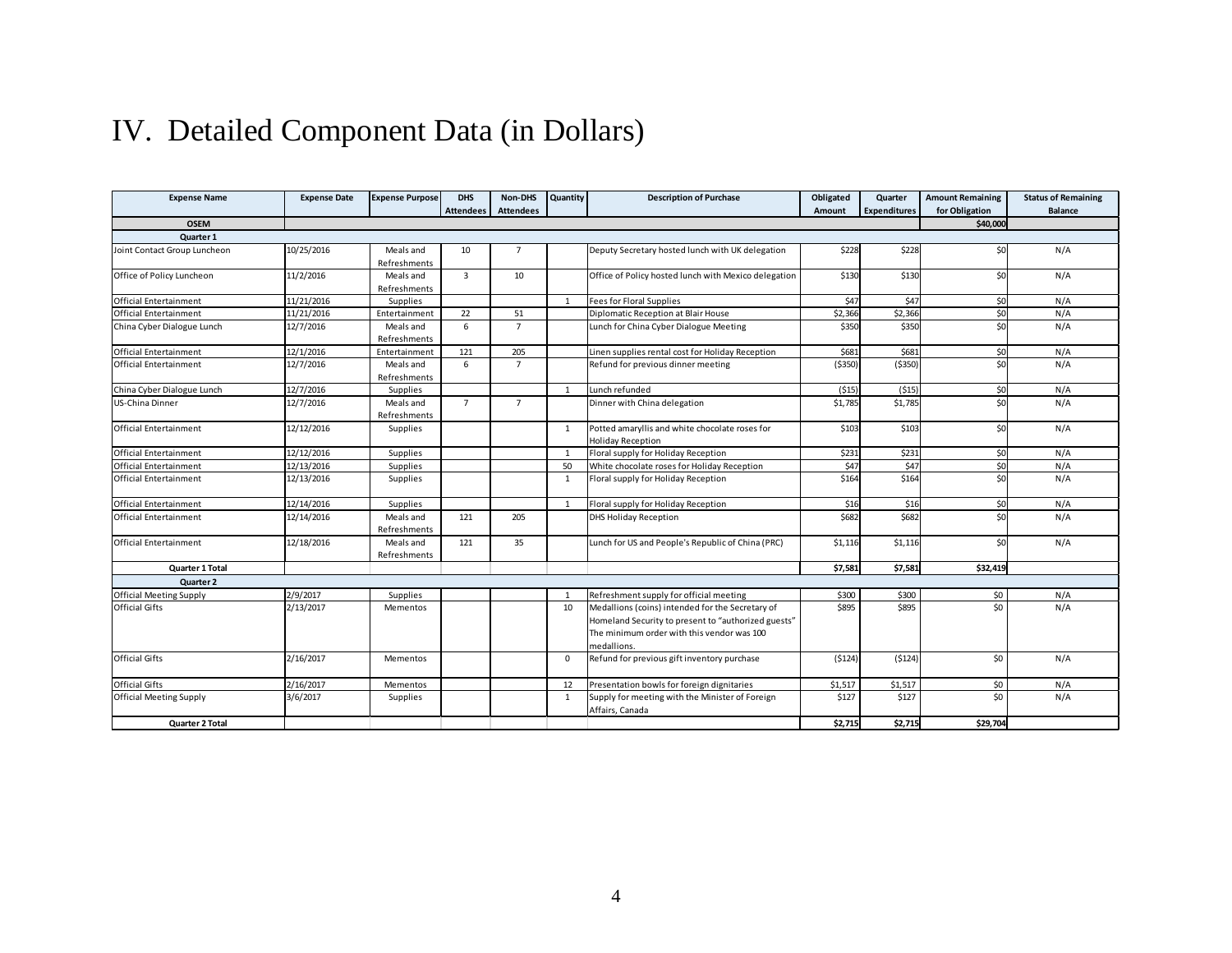# IV. Detailed Component Data (in Dollars)

| Expense Name | Expense Date | Expense Purpose | DHS Attendees | Non-DHS Attendees | Quantity | Description of Purchase | Obligated Amount | Quarter Expenditures | Amount Remaining for Obligation | Status of Remaining Balance |
|---|---|---|---|---|---|---|---|---|---|---|
| **OSEM** | | | | | | | | | **$40,000** | |
| **Quarter 1** | | | | | | | | | | |
| Joint Contact Group Luncheon | 10/25/2016 | Meals and Refreshments | 10 | 7 | | Deputy Secretary hosted lunch with UK delegation | $228 | $228 | $0 | N/A |
| Office of Policy Luncheon | 11/2/2016 | Meals and Refreshments | 3 | 10 | | Office of Policy hosted lunch with Mexico delegation | $130 | $130 | $0 | N/A |
| Official Entertainment | 11/21/2016 | Supplies | | | 1 | Fees for Floral Supplies | $47 | $47 | $0 | N/A |
| Official Entertainment | 11/21/2016 | Entertainment | 22 | 51 | | Diplomatic Reception at Blair House | $2,366 | $2,366 | $0 | N/A |
| China Cyber Dialogue Lunch | 12/7/2016 | Meals and Refreshments | 6 | 7 | | Lunch for China Cyber Dialogue Meeting | $350 | $350 | $0 | N/A |
| Official Entertainment | 12/1/2016 | Entertainment | 121 | 205 | | Linen supplies rental cost for Holiday Reception | $681 | $681 | $0 | N/A |
| Official Entertainment | 12/7/2016 | Meals and Refreshments | 6 | 7 | | Refund for previous dinner meeting | ($350) | ($350) | $0 | N/A |
| China Cyber Dialogue Lunch | 12/7/2016 | Supplies | | | 1 | Lunch refunded | ($15) | ($15) | $0 | N/A |
| US-China Dinner | 12/7/2016 | Meals and Refreshments | 7 | 7 | | Dinner with China delegation | $1,785 | $1,785 | $0 | N/A |
| Official Entertainment | 12/12/2016 | Supplies | | | 1 | Potted amaryllis and white chocolate roses for Holiday Reception | $103 | $103 | $0 | N/A |
| Official Entertainment | 12/12/2016 | Supplies | | | 1 | Floral supply for Holiday Reception | $231 | $231 | $0 | N/A |
| Official Entertainment | 12/13/2016 | Supplies | | | 50 | White chocolate roses for Holiday Reception | $47 | $47 | $0 | N/A |
| Official Entertainment | 12/13/2016 | Supplies | | | 1 | Floral supply for Holiday Reception | $164 | $164 | $0 | N/A |
| Official Entertainment | 12/14/2016 | Supplies | | | 1 | Floral supply for Holiday Reception | $16 | $16 | $0 | N/A |
| Official Entertainment | 12/14/2016 | Meals and Refreshments | 121 | 205 | | DHS Holiday Reception | $682 | $682 | $0 | N/A |
| Official Entertainment | 12/18/2016 | Meals and Refreshments | 121 | 35 | | Lunch for US and People's Republic of China (PRC) | $1,116 | $1,116 | $0 | N/A |
| **Quarter 1 Total** | | | | | | | **$7,581** | **$7,581** | **$32,419** | |
| **Quarter 2** | | | | | | | | | | |
| Official Meeting Supply | 2/9/2017 | Supplies | | | 1 | Refreshment supply for official meeting | $300 | $300 | $0 | N/A |
| Official Gifts | 2/13/2017 | Mementos | | | 10 | Medallions (coins) intended for the Secretary of Homeland Security to present to "authorized guests" The minimum order with this vendor was 100 medallions. | $895 | $895 | $0 | N/A |
| Official Gifts | 2/16/2017 | Mementos | | | 0 | Refund for previous gift inventory purchase | ($124) | ($124) | $0 | N/A |
| Official Gifts | 2/16/2017 | Mementos | | | 12 | Presentation bowls for foreign dignitaries | $1,517 | $1,517 | $0 | N/A |
| Official Meeting Supply | 3/6/2017 | Supplies | | | 1 | Supply for meeting with the Minister of Foreign Affairs, Canada | $127 | $127 | $0 | N/A |
| **Quarter 2 Total** | | | | | | | **$2,715** | **$2,715** | **$29,704** | |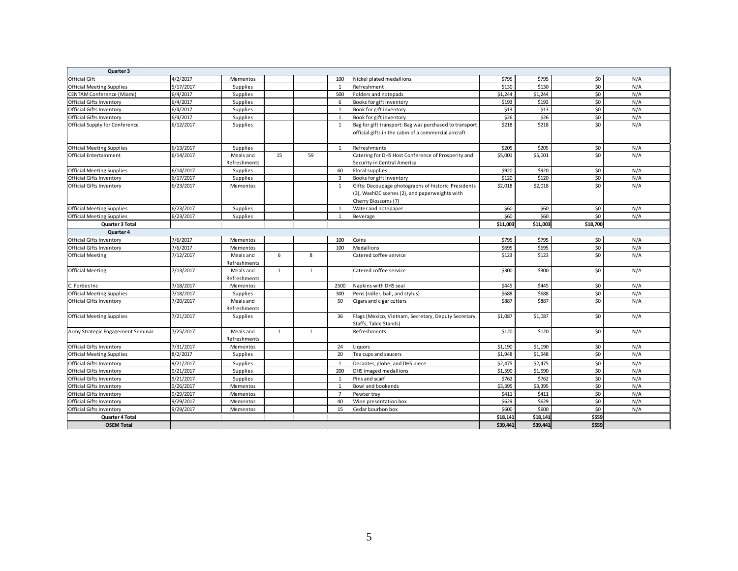| Quarter 3 | | | | | | | | | | |
|---|---|---|---|---|---|---|---|---|---|---|
| Official Gift | 4/2/2017 | Mementos | | | 100 | Nickel plated medallions | $795 | $795 | $0 | N/A |
| Official Meeting Supplies | 5/17/2017 | Supplies | | | 1 | Refreshment | $130 | $130 | $0 | N/A |
| CENTAM Conference (Miami) | 6/4/2017 | Supplies | | | 500 | Folders and notepads | $1,244 | $1,244 | $0 | N/A |
| Official Gifts Inventory | 6/4/2017 | Supplies | | | 6 | Books for gift inventory | $193 | $193 | $0 | N/A |
| Official Gifts Inventory | 6/4/2017 | Supplies | | | 1 | Book for gift inventory | $13 | $13 | $0 | N/A |
| Official Gifts Inventory | 6/4/2017 | Supplies | | | 1 | Book for gift inventory | $26 | $26 | $0 | N/A |
| Official Supply for Conference | 6/12/2017 | Supplies | | | 1 | Bag for gift transport: Bag was purchased to transport official gifts in the cabin of a commercial aircraft | $218 | $218 | $0 | N/A |
| Official Meeting Supplies | 6/13/2017 | Supplies | | | 1 | Refreshments | $205 | $205 | $0 | N/A |
| Official Entertainment | 6/14/2017 | Meals and Refreshments | 15 | 59 | | Catering for DHS Host Conference of Prosperity and Security in Central America | $5,001 | $5,001 | $0 | N/A |
| Official Meeting Supplies | 6/14/2017 | Supplies | | | 60 | Floral supplies | $920 | $920 | $0 | N/A |
| Official Gifts Inventory | 6/17/2017 | Supplies | | | 3 | Books for gift inventory | $120 | $120 | $0 | N/A |
| Official Gifts Inventory | 6/23/2017 | Mementos | | | 1 | Gifts: Decoupage photographs of historic Presidents (3), WashDC scenes (2), and paperweights with Cherry Blossoms (7) | $2,018 | $2,018 | $0 | N/A |
| Official Meeting Supplies | 6/23/2017 | Supplies | | | 1 | Water and notepaper | $60 | $60 | $0 | N/A |
| Official Meeting Supplies | 6/23/2017 | Supplies | | | 1 | Beverage | $60 | $60 | $0 | N/A |
| **Quarter 3 Total** | | | | | | | **$11,003** | **$11,003** | **$18,700** | |
| **Quarter 4** | | | | | | | | | | |
| Official Gifts Inventory | 7/6/2017 | Mementos | | | 100 | Coins | $795 | $795 | $0 | N/A |
| Official Gifts Inventory | 7/6/2017 | Mementos | | | 100 | Medallions | $695 | $695 | $0 | N/A |
| Official Meeting | 7/12/2017 | Meals and Refreshments | 6 | 8 | | Catered coffee service | $123 | $123 | $0 | N/A |
| Official Meeting | 7/13/2017 | Meals and Refreshments | 1 | 1 | | Catered coffee service | $300 | $300 | $0 | N/A |
| C. Forbes Inc | 7/18/2017 | Mementos | | | 2500 | Napkins with DHS seal | $445 | $445 | $0 | N/A |
| Official Meeting Supplies | 7/18/2017 | Supplies | | | 300 | Pens (roller, ball, and stylus) | $688 | $688 | $0 | N/A |
| Official Gifts Inventory | 7/20/2017 | Meals and Refreshments | | | 50 | Cigars and cigar cutters | $887 | $887 | $0 | N/A |
| Official Meeting Supplies | 7/21/2017 | Supplies | | | 36 | Flags (Mexico, Vietnam, Secretary, Deputy Secretary, Staffs, Table Stands) | $1,087 | $1,087 | $0 | N/A |
| Army Strategic Engagement Seminar | 7/25/2017 | Meals and Refreshments | 1 | 1 | | Refreshments | $120 | $120 | $0 | N/A |
| Official Gifts Inventory | 7/31/2017 | Mementos | | | 24 | Liquors | $1,190 | $1,190 | $0 | N/A |
| Official Meeting Supplies | 8/2/2017 | Supplies | | | 20 | Tea cups and saucers | $1,948 | $1,948 | $0 | N/A |
| Official Gifts Inventory | 9/21/2017 | Supplies | | | 1 | Decanter, globe, and DHS piece | $2,475 | $2,475 | $0 | N/A |
| Official Gifts Inventory | 9/21/2017 | Supplies | | | 200 | DHS imaged medallions | $1,590 | $1,590 | $0 | N/A |
| Official Gifts Inventory | 9/21/2017 | Supplies | | | 1 | Pins and scarf | $762 | $762 | $0 | N/A |
| Official Gifts Inventory | 9/26/2017 | Mementos | | | 1 | Bowl and bookends | $3,395 | $3,395 | $0 | N/A |
| Official Gifts Inventory | 9/29/2017 | Mementos | | | 7 | Pewter tray | $411 | $411 | $0 | N/A |
| Official Gifts Inventory | 9/29/2017 | Mementos | | | 40 | Wine presentation box | $629 | $629 | $0 | N/A |
| Official Gifts Inventory | 9/29/2017 | Mementos | | | 15 | Cedar bourbon box | $600 | $600 | $0 | N/A |
| **Quarter 4 Total** | | | | | | | **$18,141** | **$18,141** | **$559** | |
| **OSEM Total** | | | | | | | **$39,441** | **$39,441** | **$559** | |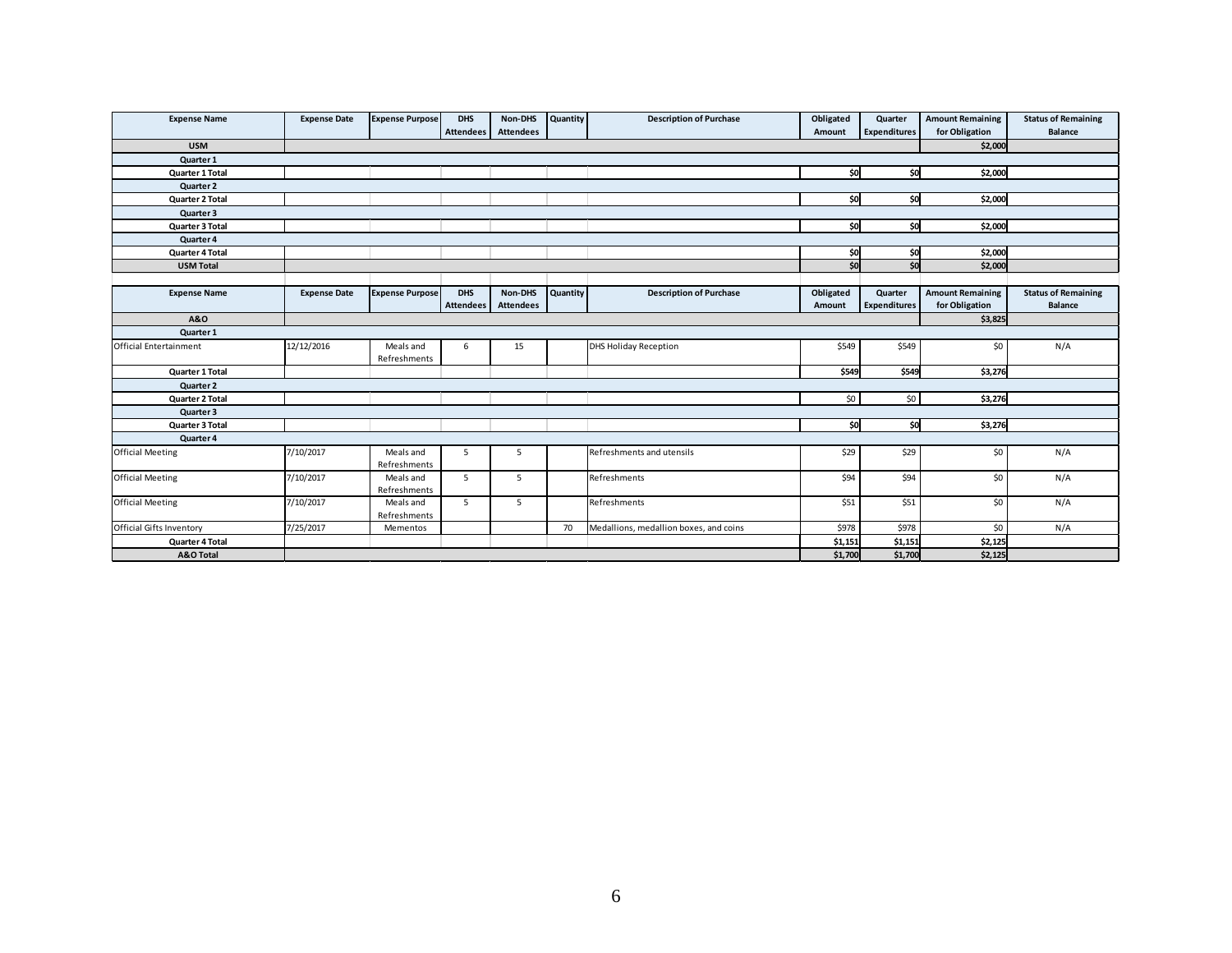| Expense Name | Expense Date | Expense Purpose | DHS Attendees | Non-DHS Attendees | Quantity | Description of Purchase | Obligated Amount | Quarter Expenditures | Amount Remaining for Obligation | Status of Remaining Balance |
|---|---|---|---|---|---|---|---|---|---|---|
| **USM** | | | | | | | | | **$2,000** | |
| **Quarter 1** | | | | | | | | | | |
| **Quarter 1 Total** | | | | | | | **$0** | **$0** | **$2,000** | |
| **Quarter 2** | | | | | | | | | | |
| **Quarter 2 Total** | | | | | | | **$0** | **$0** | **$2,000** | |
| **Quarter 3** | | | | | | | | | | |
| **Quarter 3 Total** | | | | | | | **$0** | **$0** | **$2,000** | |
| **Quarter 4** | | | | | | | | | | |
| **Quarter 4 Total** | | | | | | | **$0** | **$0** | **$2,000** | |
| **USM Total** | | | | | | | **$0** | **$0** | **$2,000** | |

| Expense Name | Expense Date | Expense Purpose | DHS Attendees | Non-DHS Attendees | Quantity | Description of Purchase | Obligated Amount | Quarter Expenditures | Amount Remaining for Obligation | Status of Remaining Balance |
|---|---|---|---|---|---|---|---|---|---|---|
| **A&O** | | | | | | | | | **$3,825** | |
| **Quarter 1** | | | | | | | | | | |
| Official Entertainment | 12/12/2016 | Meals and Refreshments | 6 | 15 | | DHS Holiday Reception | $549 | $549 | $0 | N/A |
| **Quarter 1 Total** | | | | | | | **$549** | **$549** | **$3,276** | |
| **Quarter 2** | | | | | | | | | | |
| **Quarter 2 Total** | | | | | | | $0 | $0 | **$3,276** | |
| **Quarter 3** | | | | | | | | | | |
| **Quarter 3 Total** | | | | | | | **$0** | **$0** | **$3,276** | |
| **Quarter 4** | | | | | | | | | | |
| Official Meeting | 7/10/2017 | Meals and Refreshments | 5 | 5 | | Refreshments and utensils | $29 | $29 | $0 | N/A |
| Official Meeting | 7/10/2017 | Meals and Refreshments | 5 | 5 | | Refreshments | $94 | $94 | $0 | N/A |
| Official Meeting | 7/10/2017 | Meals and Refreshments | 5 | 5 | | Refreshments | $51 | $51 | $0 | N/A |
| Official Gifts Inventory | 7/25/2017 | Mementos | | | 70 | Medallions, medallion boxes, and coins | $978 | $978 | $0 | N/A |
| **Quarter 4 Total** | | | | | | | **$1,151** | **$1,151** | **$2,125** | |
| **A&O Total** | | | | | | | **$1,700** | **$1,700** | **$2,125** | |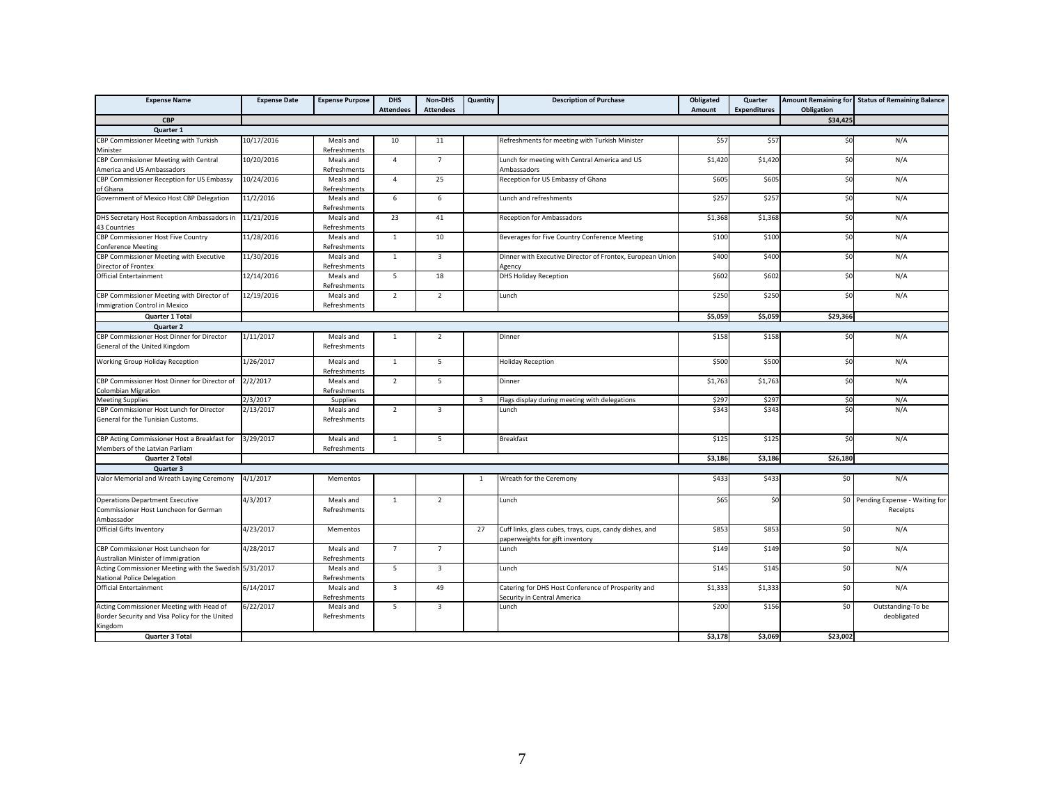| Expense Name | Expense Date | Expense Purpose | DHS Attendees | Non-DHS Attendees | Quantity | Description of Purchase | Obligated Amount | Quarter Expenditures | Amount Remaining for Obligation | Status of Remaining Balance |
|---|---|---|---|---|---|---|---|---|---|---|
| **CBP** | | | | | | | | | **$34,425** | |
| **Quarter 1** | | | | | | | | | | |
| CBP Commissioner Meeting with Turkish Minister | 10/17/2016 | Meals and Refreshments | 10 | 11 | | Refreshments for meeting with Turkish Minister | $57 | $57 | $0 | N/A |
| CBP Commissioner Meeting with Central America and US Ambassadors | 10/20/2016 | Meals and Refreshments | 4 | 7 | | Lunch for meeting with Central America and US Ambassadors | $1,420 | $1,420 | $0 | N/A |
| CBP Commissioner Reception for US Embassy of Ghana | 10/24/2016 | Meals and Refreshments | 4 | 25 | | Reception for US Embassy of Ghana | $605 | $605 | $0 | N/A |
| Government of Mexico Host CBP Delegation | 11/2/2016 | Meals and Refreshments | 6 | 6 | | Lunch and refreshments | $257 | $257 | $0 | N/A |
| DHS Secretary Host Reception Ambassadors in 43 Countries | 11/21/2016 | Meals and Refreshments | 23 | 41 | | Reception for Ambassadors | $1,368 | $1,368 | $0 | N/A |
| CBP Commissioner Host Five Country Conference Meeting | 11/28/2016 | Meals and Refreshments | 1 | 10 | | Beverages for Five Country Conference Meeting | $100 | $100 | $0 | N/A |
| CBP Commissioner Meeting with Executive Director of Frontex | 11/30/2016 | Meals and Refreshments | 1 | 3 | | Dinner with Executive Director of Frontex, European Union Agency | $400 | $400 | $0 | N/A |
| Official Entertainment | 12/14/2016 | Meals and Refreshments | 5 | 18 | | DHS Holiday Reception | $602 | $602 | $0 | N/A |
| CBP Commissioner Meeting with Director of Immigration Control in Mexico | 12/19/2016 | Meals and Refreshments | 2 | 2 | | Lunch | $250 | $250 | $0 | N/A |
| **Quarter 1 Total** | | | | | | | **$5,059** | **$5,059** | **$29,366** | |
| **Quarter 2** | | | | | | | | | | |
| CBP Commissioner Host Dinner for Director General of the United Kingdom | 1/11/2017 | Meals and Refreshments | 1 | 2 | | Dinner | $158 | $158 | $0 | N/A |
| Working Group Holiday Reception | 1/26/2017 | Meals and Refreshments | 1 | 5 | | Holiday Reception | $500 | $500 | $0 | N/A |
| CBP Commissioner Host Dinner for Director of Colombian Migration | 2/2/2017 | Meals and Refreshments | 2 | 5 | | Dinner | $1,763 | $1,763 | $0 | N/A |
| Meeting Supplies | 2/3/2017 | Supplies | | | 3 | Flags display during meeting with delegations | $297 | $297 | $0 | N/A |
| CBP Commissioner Host Lunch for Director General for the Tunisian Customs. | 2/13/2017 | Meals and Refreshments | 2 | 3 | | Lunch | $343 | $343 | $0 | N/A |
| CBP Acting Commissioner Host a Breakfast for Members of the Latvian Parliam | 3/29/2017 | Meals and Refreshments | 1 | 5 | | Breakfast | $125 | $125 | $0 | N/A |
| **Quarter 2 Total** | | | | | | | **$3,186** | **$3,186** | **$26,180** | |
| **Quarter 3** | | | | | | | | | | |
| Valor Memorial and Wreath Laying Ceremony | 4/1/2017 | Mementos | | | 1 | Wreath for the Ceremony | $433 | $433 | $0 | N/A |
| Operations Department Executive Commissioner Host Luncheon for German Ambassador | 4/3/2017 | Meals and Refreshments | 1 | 2 | | Lunch | $65 | $0 | $0 | Pending Expense - Waiting for Receipts |
| Official Gifts Inventory | 4/23/2017 | Mementos | | | 27 | Cuff links, glass cubes, trays, cups, candy dishes, and paperweights for gift inventory | $853 | $853 | $0 | N/A |
| CBP Commissioner Host Luncheon for Australian Minister of Immigration | 4/28/2017 | Meals and Refreshments | 7 | 7 | | Lunch | $149 | $149 | $0 | N/A |
| Acting Commissioner Meeting with the Swedish National Police Delegation | 5/31/2017 | Meals and Refreshments | 5 | 3 | | Lunch | $145 | $145 | $0 | N/A |
| Official Entertainment | 6/14/2017 | Meals and Refreshments | 3 | 49 | | Catering for DHS Host Conference of Prosperity and Security in Central America | $1,333 | $1,333 | $0 | N/A |
| Acting Commissioner Meeting with Head of Border Security and Visa Policy for the United Kingdom | 6/22/2017 | Meals and Refreshments | 5 | 3 | | Lunch | $200 | $156 | $0 | Outstanding-To be deobligated |
| **Quarter 3 Total** | | | | | | | **$3,178** | **$3,069** | **$23,002** | |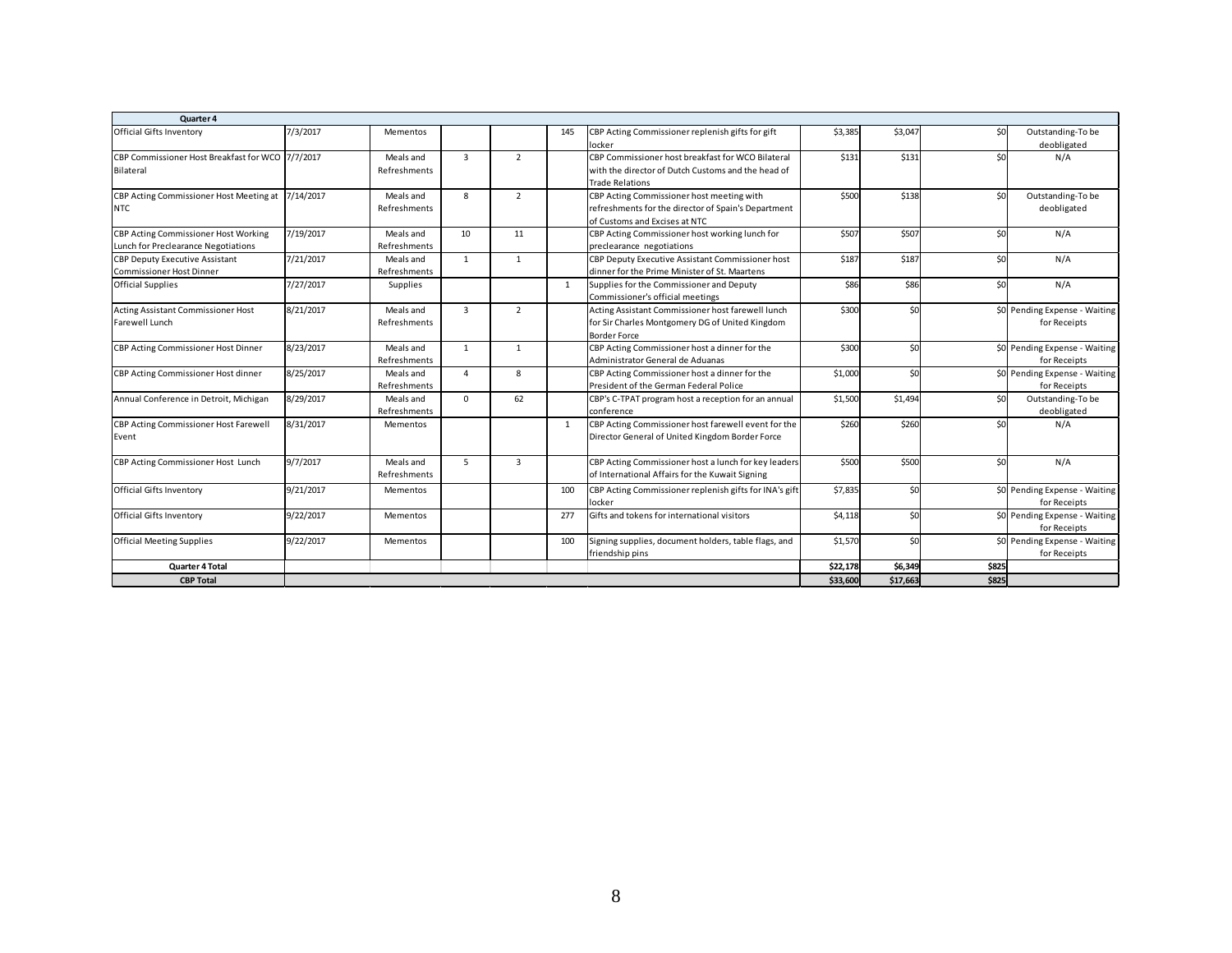| Quarter 4 | | | | | | | | | | |
|---|---|---|---|---|---|---|---|---|---|---|
| Official Gifts Inventory | 7/3/2017 | Mementos | | | 145 | CBP Acting Commissioner replenish gifts for gift locker | $3,385 | $3,047 | $0 | Outstanding-To be deobligated |
| CBP Commissioner Host Breakfast for WCO Bilateral | 7/7/2017 | Meals and Refreshments | 3 | 2 | | CBP Commissioner host breakfast for WCO Bilateral with the director of Dutch Customs and the head of Trade Relations | $131 | $131 | $0 | N/A |
| CBP Acting Commissioner Host Meeting at NTC | 7/14/2017 | Meals and Refreshments | 8 | 2 | | CBP Acting Commissioner host meeting with refreshments for the director of Spain's Department of Customs and Excises at NTC | $500 | $138 | $0 | Outstanding-To be deobligated |
| CBP Acting Commissioner Host Working Lunch for Preclearance Negotiations | 7/19/2017 | Meals and Refreshments | 10 | 11 | | CBP Acting Commissioner host working lunch for preclearance negotiations | $507 | $507 | $0 | N/A |
| CBP Deputy Executive Assistant Commissioner Host Dinner | 7/21/2017 | Meals and Refreshments | 1 | 1 | | CBP Deputy Executive Assistant Commissioner host dinner for the Prime Minister of St. Maartens | $187 | $187 | $0 | N/A |
| Official Supplies | 7/27/2017 | Supplies | | | 1 | Supplies for the Commissioner and Deputy Commissioner's official meetings | $86 | $86 | $0 | N/A |
| Acting Assistant Commissioner Host Farewell Lunch | 8/21/2017 | Meals and Refreshments | 3 | 2 | | Acting Assistant Commissioner host farewell lunch for Sir Charles Montgomery DG of United Kingdom Border Force | $300 | $0 | $0 | Pending Expense - Waiting for Receipts |
| CBP Acting Commissioner Host Dinner | 8/23/2017 | Meals and Refreshments | 1 | 1 | | CBP Acting Commissioner host a dinner for the Administrator General de Aduanas | $300 | $0 | $0 | Pending Expense - Waiting for Receipts |
| CBP Acting Commissioner Host dinner | 8/25/2017 | Meals and Refreshments | 4 | 8 | | CBP Acting Commissioner host a dinner for the President of the German Federal Police | $1,000 | $0 | $0 | Pending Expense - Waiting for Receipts |
| Annual Conference in Detroit, Michigan | 8/29/2017 | Meals and Refreshments | 0 | 62 | | CBP's C-TPAT program host a reception for an annual conference | $1,500 | $1,494 | $0 | Outstanding-To be deobligated |
| CBP Acting Commissioner Host Farewell Event | 8/31/2017 | Mementos | | | 1 | CBP Acting Commissioner host farewell event for the Director General of United Kingdom Border Force | $260 | $260 | $0 | N/A |
| CBP Acting Commissioner Host Lunch | 9/7/2017 | Meals and Refreshments | 5 | 3 | | CBP Acting Commissioner host a lunch for key leaders of International Affairs for the Kuwait Signing | $500 | $500 | $0 | N/A |
| Official Gifts Inventory | 9/21/2017 | Mementos | | | 100 | CBP Acting Commissioner replenish gifts for INA's gift locker | $7,835 | $0 | $0 | Pending Expense - Waiting for Receipts |
| Official Gifts Inventory | 9/22/2017 | Mementos | | | 277 | Gifts and tokens for international visitors | $4,118 | $0 | $0 | Pending Expense - Waiting for Receipts |
| Official Meeting Supplies | 9/22/2017 | Mementos | | | 100 | Signing supplies, document holders, table flags, and friendship pins | $1,570 | $0 | $0 | Pending Expense - Waiting for Receipts |
| **Quarter 4 Total** | | | | | | | **$22,178** | **$6,349** | **$825** | |
| **CBP Total** | | | | | | | **$33,600** | **$17,663** | **$825** | |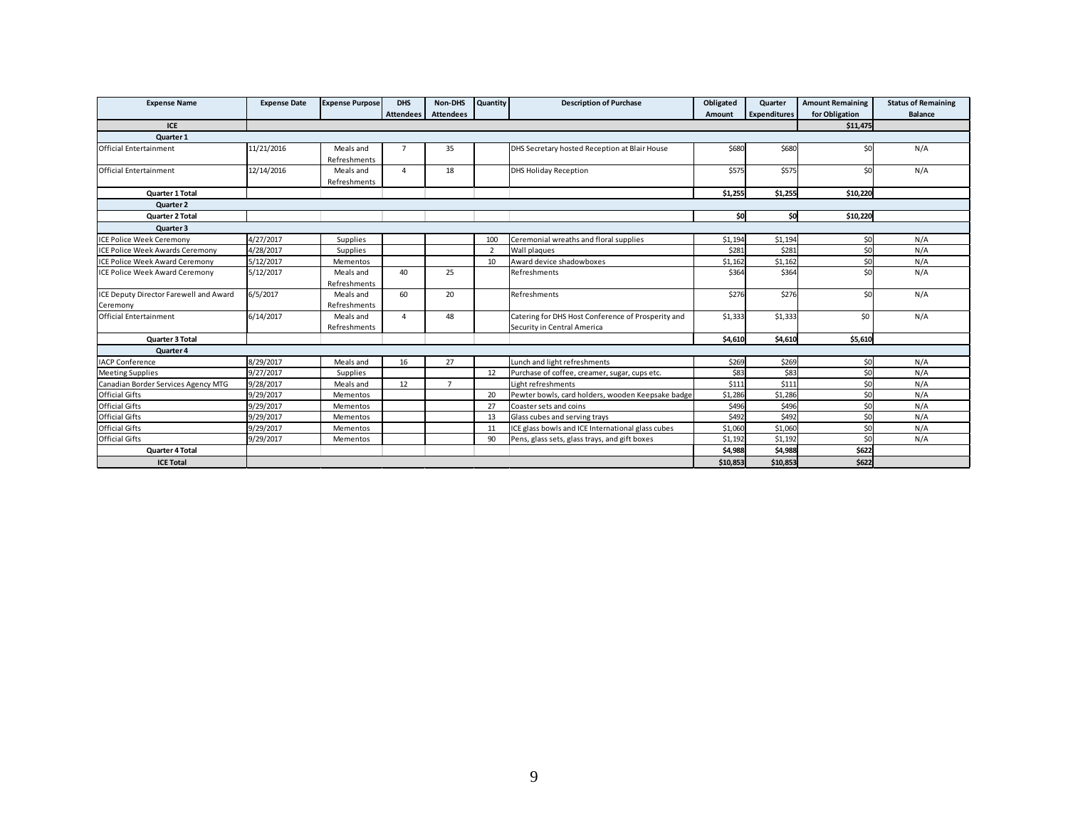| Expense Name | Expense Date | Expense Purpose | DHS Attendees | Non-DHS Attendees | Quantity | Description of Purchase | Obligated Amount | Quarter Expenditures | Amount Remaining for Obligation | Status of Remaining Balance |
|---|---|---|---|---|---|---|---|---|---|---|
| **ICE** | | | | | | | | | **$11,475** | |
| **Quarter 1** | | | | | | | | | | |
| Official Entertainment | 11/21/2016 | Meals and Refreshments | 7 | 35 | | DHS Secretary hosted Reception at Blair House | $680 | $680 | $0 | N/A |
| Official Entertainment | 12/14/2016 | Meals and Refreshments | 4 | 18 | | DHS Holiday Reception | $575 | $575 | $0 | N/A |
| **Quarter 1 Total** | | | | | | | **$1,255** | **$1,255** | **$10,220** | |
| **Quarter 2** | | | | | | | | | | |
| **Quarter 2 Total** | | | | | | | **$0** | **$0** | **$10,220** | |
| **Quarter 3** | | | | | | | | | | |
| ICE Police Week Ceremony | 4/27/2017 | Supplies | | | 100 | Ceremonial wreaths and floral supplies | $1,194 | $1,194 | $0 | N/A |
| ICE Police Week Awards Ceremony | 4/28/2017 | Supplies | | | 2 | Wall plaques | $281 | $281 | $0 | N/A |
| ICE Police Week Award Ceremony | 5/12/2017 | Mementos | | | 10 | Award device shadowboxes | $1,162 | $1,162 | $0 | N/A |
| ICE Police Week Award Ceremony | 5/12/2017 | Meals and Refreshments | 40 | 25 | | Refreshments | $364 | $364 | $0 | N/A |
| ICE Deputy Director Farewell and Award Ceremony | 6/5/2017 | Meals and Refreshments | 60 | 20 | | Refreshments | $276 | $276 | $0 | N/A |
| Official Entertainment | 6/14/2017 | Meals and Refreshments | 4 | 48 | | Catering for DHS Host Conference of Prosperity and Security in Central America | $1,333 | $1,333 | $0 | N/A |
| **Quarter 3 Total** | | | | | | | **$4,610** | **$4,610** | **$5,610** | |
| **Quarter 4** | | | | | | | | | | |
| IACP Conference | 8/29/2017 | Meals and | 16 | 27 | | Lunch and light refreshments | $269 | $269 | $0 | N/A |
| Meeting Supplies | 9/27/2017 | Supplies | | | 12 | Purchase of coffee, creamer, sugar, cups etc. | $83 | $83 | $0 | N/A |
| Canadian Border Services Agency MTG | 9/28/2017 | Meals and | 12 | 7 | | Light refreshments | $111 | $111 | $0 | N/A |
| Official Gifts | 9/29/2017 | Mementos | | | 20 | Pewter bowls, card holders, wooden Keepsake badge | $1,286 | $1,286 | $0 | N/A |
| Official Gifts | 9/29/2017 | Mementos | | | 27 | Coaster sets and coins | $496 | $496 | $0 | N/A |
| Official Gifts | 9/29/2017 | Mementos | | | 13 | Glass cubes and serving trays | $492 | $492 | $0 | N/A |
| Official Gifts | 9/29/2017 | Mementos | | | 11 | ICE glass bowls and ICE International glass cubes | $1,060 | $1,060 | $0 | N/A |
| Official Gifts | 9/29/2017 | Mementos | | | 90 | Pens, glass sets, glass trays, and gift boxes | $1,192 | $1,192 | $0 | N/A |
| **Quarter 4 Total** | | | | | | | **$4,988** | **$4,988** | **$622** | |
| **ICE Total** | | | | | | | **$10,853** | **$10,853** | **$622** | |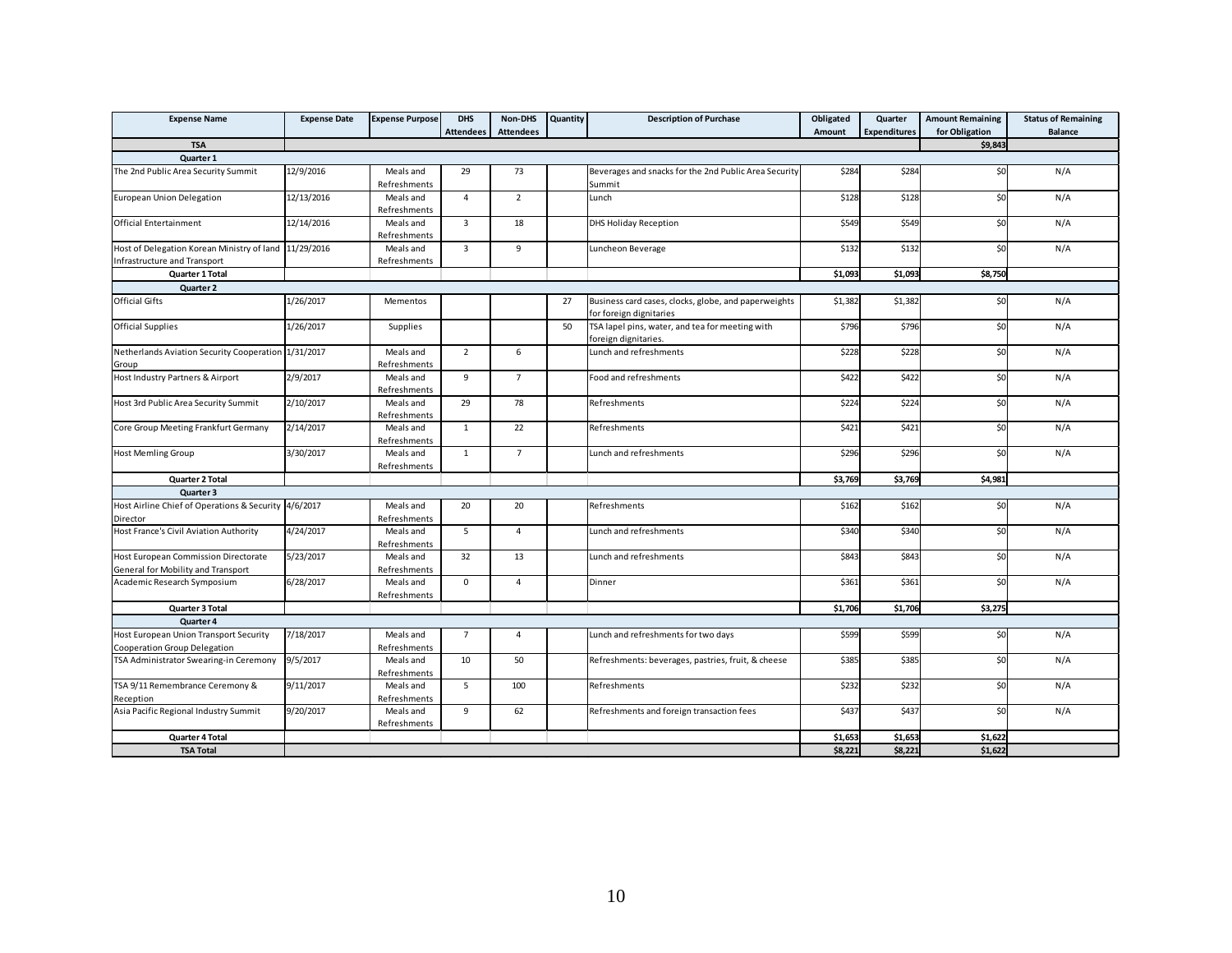| Expense Name | Expense Date | Expense Purpose | DHS Attendees | Non-DHS Attendees | Quantity | Description of Purchase | Obligated Amount | Quarter Expenditures | Amount Remaining for Obligation | Status of Remaining Balance |
|---|---|---|---|---|---|---|---|---|---|---|
| **TSA** | | | | | | | | | **$9,843** | |
| **Quarter 1** | | | | | | | | | | |
| The 2nd Public Area Security Summit | 12/9/2016 | Meals and Refreshments | 29 | 73 | | Beverages and snacks for the 2nd Public Area Security Summit | $284 | $284 | $0 | N/A |
| European Union Delegation | 12/13/2016 | Meals and Refreshments | 4 | 2 | | Lunch | $128 | $128 | $0 | N/A |
| Official Entertainment | 12/14/2016 | Meals and Refreshments | 3 | 18 | | DHS Holiday Reception | $549 | $549 | $0 | N/A |
| Host of Delegation Korean Ministry of land Infrastructure and Transport | 11/29/2016 | Meals and Refreshments | 3 | 9 | | Luncheon Beverage | $132 | $132 | $0 | N/A |
| **Quarter 1 Total** | | | | | | | **$1,093** | **$1,093** | **$8,750** | |
| **Quarter 2** | | | | | | | | | | |
| Official Gifts | 1/26/2017 | Mementos | | | 27 | Business card cases, clocks, globe, and paperweights for foreign dignitaries | $1,382 | $1,382 | $0 | N/A |
| Official Supplies | 1/26/2017 | Supplies | | | 50 | TSA lapel pins, water, and tea for meeting with foreign dignitaries. | $796 | $796 | $0 | N/A |
| Netherlands Aviation Security Cooperation Group | 1/31/2017 | Meals and Refreshments | 2 | 6 | | Lunch and refreshments | $228 | $228 | $0 | N/A |
| Host Industry Partners & Airport | 2/9/2017 | Meals and Refreshments | 9 | 7 | | Food and refreshments | $422 | $422 | $0 | N/A |
| Host 3rd Public Area Security Summit | 2/10/2017 | Meals and Refreshments | 29 | 78 | | Refreshments | $224 | $224 | $0 | N/A |
| Core Group Meeting Frankfurt Germany | 2/14/2017 | Meals and Refreshments | 1 | 22 | | Refreshments | $421 | $421 | $0 | N/A |
| Host Memling Group | 3/30/2017 | Meals and Refreshments | 1 | 7 | | Lunch and refreshments | $296 | $296 | $0 | N/A |
| **Quarter 2 Total** | | | | | | | **$3,769** | **$3,769** | **$4,981** | |
| **Quarter 3** | | | | | | | | | | |
| Host Airline Chief of Operations & Security Director | 4/6/2017 | Meals and Refreshments | 20 | 20 | | Refreshments | $162 | $162 | $0 | N/A |
| Host France's Civil Aviation Authority | 4/24/2017 | Meals and Refreshments | 5 | 4 | | Lunch and refreshments | $340 | $340 | $0 | N/A |
| Host European Commission Directorate General for Mobility and Transport | 5/23/2017 | Meals and Refreshments | 32 | 13 | | Lunch and refreshments | $843 | $843 | $0 | N/A |
| Academic Research Symposium | 6/28/2017 | Meals and Refreshments | 0 | 4 | | Dinner | $361 | $361 | $0 | N/A |
| **Quarter 3 Total** | | | | | | | **$1,706** | **$1,706** | **$3,275** | |
| **Quarter 4** | | | | | | | | | | |
| Host European Union Transport Security Cooperation Group Delegation | 7/18/2017 | Meals and Refreshments | 7 | 4 | | Lunch and refreshments for two days | $599 | $599 | $0 | N/A |
| TSA Administrator Swearing-in Ceremony | 9/5/2017 | Meals and Refreshments | 10 | 50 | | Refreshments: beverages, pastries, fruit, & cheese | $385 | $385 | $0 | N/A |
| TSA 9/11 Remembrance Ceremony & Reception | 9/11/2017 | Meals and Refreshments | 5 | 100 | | Refreshments | $232 | $232 | $0 | N/A |
| Asia Pacific Regional Industry Summit | 9/20/2017 | Meals and Refreshments | 9 | 62 | | Refreshments and foreign transaction fees | $437 | $437 | $0 | N/A |
| **Quarter 4 Total** | | | | | | | **$1,653** | **$1,653** | **$1,622** | |
| **TSA Total** | | | | | | | **$8,221** | **$8,221** | **$1,622** | |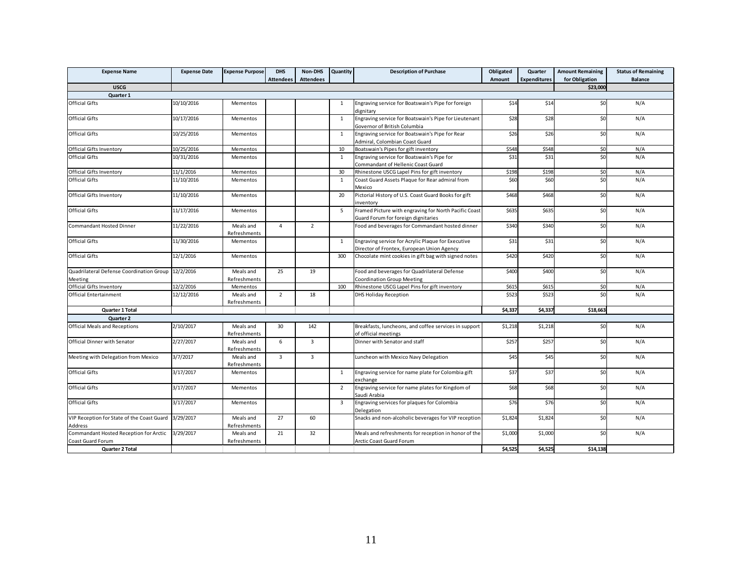| Expense Name | Expense Date | Expense Purpose | DHS Attendees | Non-DHS Attendees | Quantity | Description of Purchase | Obligated Amount | Quarter Expenditures | Amount Remaining for Obligation | Status of Remaining Balance |
|---|---|---|---|---|---|---|---|---|---|---|
| **USCG** | | | | | | | | | **$23,000** | |
| **Quarter 1** | | | | | | | | | | |
| Official Gifts | 10/10/2016 | Mementos | | | 1 | Engraving service for Boatswain's Pipe for foreign dignitary | $14 | $14 | $0 | N/A |
| Official Gifts | 10/17/2016 | Mementos | | | 1 | Engraving service for Boatswain's Pipe for Lieutenant Governor of British Columbia | $28 | $28 | $0 | N/A |
| Official Gifts | 10/25/2016 | Mementos | | | 1 | Engraving service for Boatswain's Pipe for Rear Admiral, Colombian Coast Guard | $26 | $26 | $0 | N/A |
| Official Gifts Inventory | 10/25/2016 | Mementos | | | 10 | Boatswain's Pipes for gift inventory | $548 | $548 | $0 | N/A |
| Official Gifts | 10/31/2016 | Mementos | | | 1 | Engraving service for Boatswain's Pipe for Commandant of Hellenic Coast Guard | $31 | $31 | $0 | N/A |
| Official Gifts Inventory | 11/1/2016 | Mementos | | | 30 | Rhinestone USCG Lapel Pins for gift inventory | $198 | $198 | $0 | N/A |
| Official Gifts | 11/10/2016 | Mementos | | | 1 | Coast Guard Assets Plaque for Rear admiral from Mexico | $60 | $60 | $0 | N/A |
| Official Gifts Inventory | 11/10/2016 | Mementos | | | 20 | Pictorial History of U.S. Coast Guard Books for gift inventory | $468 | $468 | $0 | N/A |
| Official Gifts | 11/17/2016 | Mementos | | | 5 | Framed Picture with engraving for North Pacific Coast Guard Forum for foreign dignitaries | $635 | $635 | $0 | N/A |
| Commandant Hosted Dinner | 11/22/2016 | Meals and Refreshments | 4 | 2 | | Food and beverages for Commandant hosted dinner | $340 | $340 | $0 | N/A |
| Official Gifts | 11/30/2016 | Mementos | | | 1 | Engraving service for Acrylic Plaque for Executive Director of Frontex, European Union Agency | $31 | $31 | $0 | N/A |
| Official Gifts | 12/1/2016 | Mementos | | | 300 | Chocolate mint cookies in gift bag with signed notes | $420 | $420 | $0 | N/A |
| Quadrilateral Defense Coordination Group Meeting | 12/2/2016 | Meals and Refreshments | 25 | 19 | | Food and beverages for Quadrilateral Defense Coordination Group Meeting | $400 | $400 | $0 | N/A |
| Official Gifts Inventory | 12/2/2016 | Mementos | | | 100 | Rhinestone USCG Lapel Pins for gift inventory | $615 | $615 | $0 | N/A |
| Official Entertainment | 12/12/2016 | Meals and Refreshments | 2 | 18 | | DHS Holiday Reception | $523 | $523 | $0 | N/A |
| **Quarter 1 Total** | | | | | | | **$4,337** | **$4,337** | **$18,663** | |
| **Quarter 2** | | | | | | | | | | |
| Official Meals and Receptions | 2/10/2017 | Meals and Refreshments | 30 | 142 | | Breakfasts, luncheons, and coffee services in support of official meetings | $1,218 | $1,218 | $0 | N/A |
| Official Dinner with Senator | 2/27/2017 | Meals and Refreshments | 6 | 3 | | Dinner with Senator and staff | $257 | $257 | $0 | N/A |
| Meeting with Delegation from Mexico | 3/7/2017 | Meals and Refreshments | 3 | 3 | | Luncheon with Mexico Navy Delegation | $45 | $45 | $0 | N/A |
| Official Gifts | 3/17/2017 | Mementos | | | 1 | Engraving service for name plate for Colombia gift exchange | $37 | $37 | $0 | N/A |
| Official Gifts | 3/17/2017 | Mementos | | | 2 | Engraving service for name plates for Kingdom of Saudi Arabia | $68 | $68 | $0 | N/A |
| Official Gifts | 3/17/2017 | Mementos | | | 3 | Engraving services for plaques for Colombia Delegation | $76 | $76 | $0 | N/A |
| VIP Reception for State of the Coast Guard Address | 3/29/2017 | Meals and Refreshments | 27 | 60 | | Snacks and non-alcoholic beverages for VIP reception | $1,824 | $1,824 | $0 | N/A |
| Commandant Hosted Reception for Arctic Coast Guard Forum | 3/29/2017 | Meals and Refreshments | 21 | 32 | | Meals and refreshments for reception in honor of the Arctic Coast Guard Forum | $1,000 | $1,000 | $0 | N/A |
| **Quarter 2 Total** | | | | | | | **$4,525** | **$4,525** | **$14,138** | |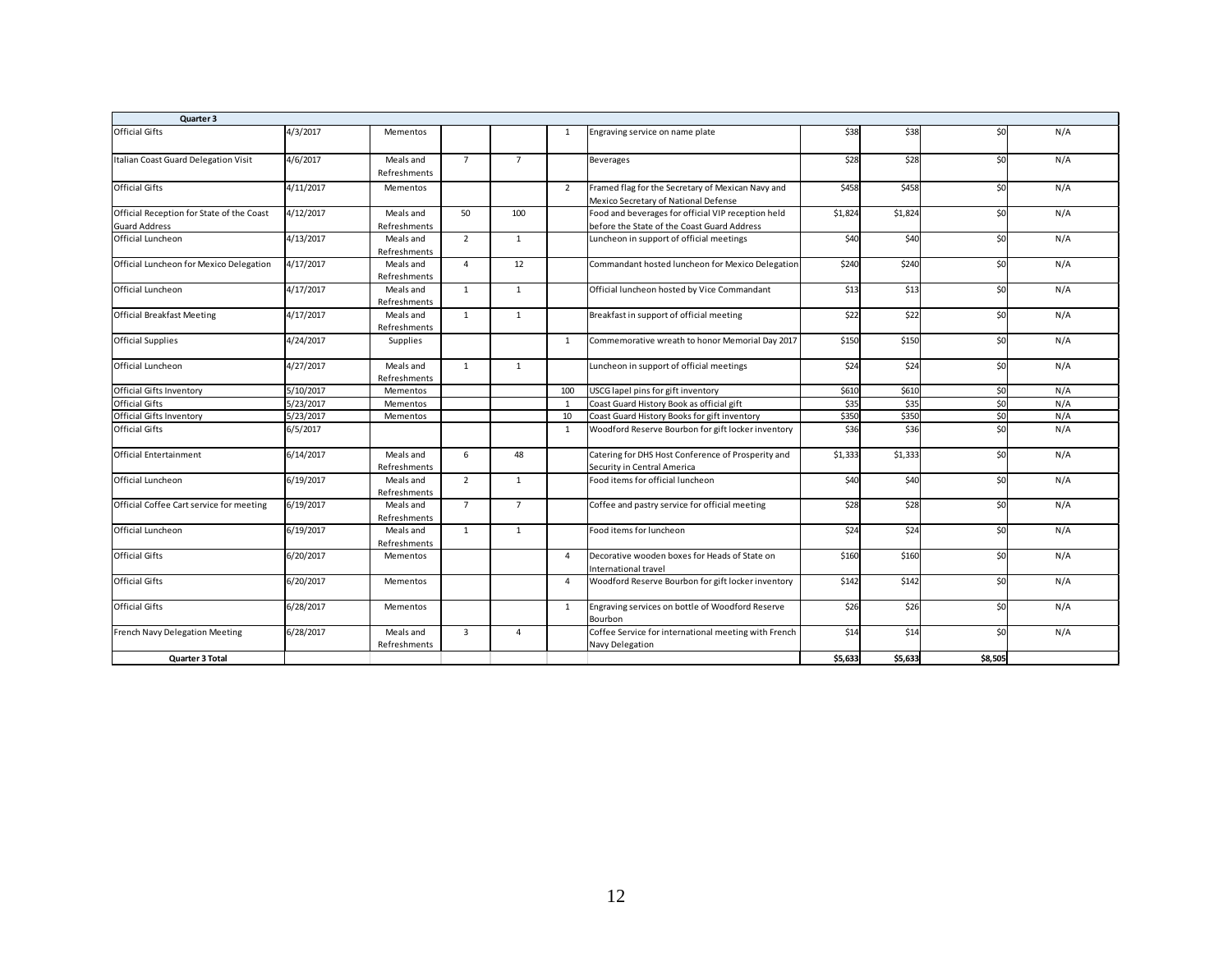| Quarter 3 | | | | | | | | | | |
|---|---|---|---|---|---|---|---|---|---|---|
| Official Gifts | 4/3/2017 | Mementos | | | 1 | Engraving service on name plate | $38 | $38 | $0 | N/A |
| Italian Coast Guard Delegation Visit | 4/6/2017 | Meals and Refreshments | 7 | 7 | | Beverages | $28 | $28 | $0 | N/A |
| Official Gifts | 4/11/2017 | Mementos | | | 2 | Framed flag for the Secretary of Mexican Navy and Mexico Secretary of National Defense | $458 | $458 | $0 | N/A |
| Official Reception for State of the Coast Guard Address | 4/12/2017 | Meals and Refreshments | 50 | 100 | | Food and beverages for official VIP reception held before the State of the Coast Guard Address | $1,824 | $1,824 | $0 | N/A |
| Official Luncheon | 4/13/2017 | Meals and Refreshments | 2 | 1 | | Luncheon in support of official meetings | $40 | $40 | $0 | N/A |
| Official Luncheon for Mexico Delegation | 4/17/2017 | Meals and Refreshments | 4 | 12 | | Commandant hosted luncheon for Mexico Delegation | $240 | $240 | $0 | N/A |
| Official Luncheon | 4/17/2017 | Meals and Refreshments | 1 | 1 | | Official luncheon hosted by Vice Commandant | $13 | $13 | $0 | N/A |
| Official Breakfast Meeting | 4/17/2017 | Meals and Refreshments | 1 | 1 | | Breakfast in support of official meeting | $22 | $22 | $0 | N/A |
| Official Supplies | 4/24/2017 | Supplies | | | 1 | Commemorative wreath to honor Memorial Day 2017 | $150 | $150 | $0 | N/A |
| Official Luncheon | 4/27/2017 | Meals and Refreshments | 1 | 1 | | Luncheon in support of official meetings | $24 | $24 | $0 | N/A |
| Official Gifts Inventory | 5/10/2017 | Mementos | | | 100 | USCG lapel pins for gift inventory | $610 | $610 | $0 | N/A |
| Official Gifts | 5/23/2017 | Mementos | | | 1 | Coast Guard History Book as official gift | $35 | $35 | $0 | N/A |
| Official Gifts Inventory | 5/23/2017 | Mementos | | | 10 | Coast Guard History Books for gift inventory | $350 | $350 | $0 | N/A |
| Official Gifts | 6/5/2017 | | | | 1 | Woodford Reserve Bourbon for gift locker inventory | $36 | $36 | $0 | N/A |
| Official Entertainment | 6/14/2017 | Meals and Refreshments | 6 | 48 | | Catering for DHS Host Conference of Prosperity and Security in Central America | $1,333 | $1,333 | $0 | N/A |
| Official Luncheon | 6/19/2017 | Meals and Refreshments | 2 | 1 | | Food items for official luncheon | $40 | $40 | $0 | N/A |
| Official Coffee Cart service for meeting | 6/19/2017 | Meals and Refreshments | 7 | 7 | | Coffee and pastry service for official meeting | $28 | $28 | $0 | N/A |
| Official Luncheon | 6/19/2017 | Meals and Refreshments | 1 | 1 | | Food items for luncheon | $24 | $24 | $0 | N/A |
| Official Gifts | 6/20/2017 | Mementos | | | 4 | Decorative wooden boxes for Heads of State on International travel | $160 | $160 | $0 | N/A |
| Official Gifts | 6/20/2017 | Mementos | | | 4 | Woodford Reserve Bourbon for gift locker inventory | $142 | $142 | $0 | N/A |
| Official Gifts | 6/28/2017 | Mementos | | | 1 | Engraving services on bottle of Woodford Reserve Bourbon | $26 | $26 | $0 | N/A |
| French Navy Delegation Meeting | 6/28/2017 | Meals and Refreshments | 3 | 4 | | Coffee Service for international meeting with French Navy Delegation | $14 | $14 | $0 | N/A |
| **Quarter 3 Total** | | | | | | | **$5,633** | **$5,633** | **$8,505** | |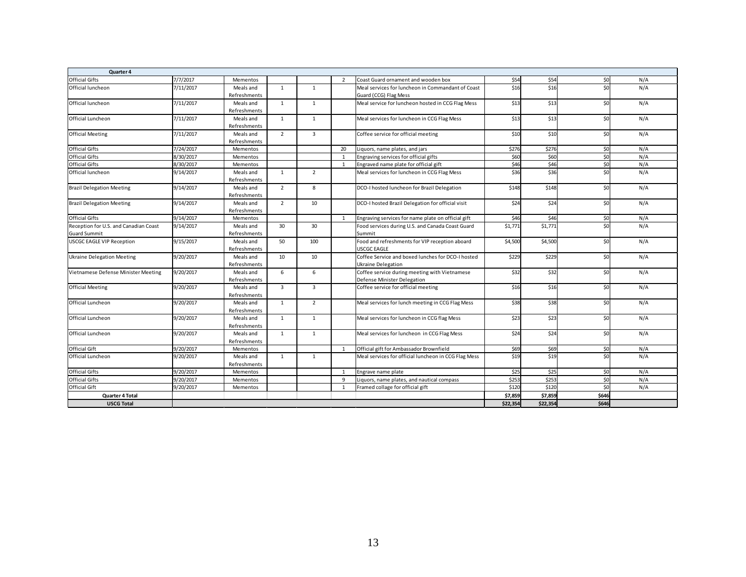| Quarter 4 | | | | | | | | | | |
|---|---|---|---|---|---|---|---|---|---|---|
| Official Gifts | 7/7/2017 | Mementos | | | 2 | Coast Guard ornament and wooden box | $54 | $54 | $0 | N/A |
| Official luncheon | 7/11/2017 | Meals and Refreshments | 1 | 1 | | Meal services for luncheon in Commandant of Coast Guard (CCG) Flag Mess | $16 | $16 | $0 | N/A |
| Official luncheon | 7/11/2017 | Meals and Refreshments | 1 | 1 | | Meal service for luncheon hosted in CCG Flag Mess | $13 | $13 | $0 | N/A |
| Official Luncheon | 7/11/2017 | Meals and Refreshments | 1 | 1 | | Meal services for luncheon in CCG Flag Mess | $13 | $13 | $0 | N/A |
| Official Meeting | 7/11/2017 | Meals and Refreshments | 2 | 3 | | Coffee service for official meeting | $10 | $10 | $0 | N/A |
| Official Gifts | 7/24/2017 | Mementos | | | 20 | Liquors, name plates, and jars | $276 | $276 | $0 | N/A |
| Official Gifts | 8/30/2017 | Mementos | | | 1 | Engraving services for official gifts | $60 | $60 | $0 | N/A |
| Official Gifts | 8/30/2017 | Mementos | | | 1 | Engraved name plate for official gift | $46 | $46 | $0 | N/A |
| Official luncheon | 9/14/2017 | Meals and Refreshments | 1 | 2 | | Meal services for luncheon in CCG Flag Mess | $36 | $36 | $0 | N/A |
| Brazil Delegation Meeting | 9/14/2017 | Meals and Refreshments | 2 | 8 | | DCO-I hosted luncheon for Brazil Delegation | $148 | $148 | $0 | N/A |
| Brazil Delegation Meeting | 9/14/2017 | Meals and Refreshments | 2 | 10 | | DCO-I hosted Brazil Delegation for official visit | $24 | $24 | $0 | N/A |
| Official Gifts | 9/14/2017 | Mementos | | | 1 | Engraving services for name plate on official gift | $46 | $46 | $0 | N/A |
| Reception for U.S. and Canadian Coast Guard Summit | 9/14/2017 | Meals and Refreshments | 30 | 30 | | Food services during U.S. and Canada Coast Guard Summit | $1,771 | $1,771 | $0 | N/A |
| USCGC EAGLE VIP Reception | 9/15/2017 | Meals and Refreshments | 50 | 100 | | Food and refreshments for VIP reception aboard USCGC EAGLE | $4,500 | $4,500 | $0 | N/A |
| Ukraine Delegation Meeting | 9/20/2017 | Meals and Refreshments | 10 | 10 | | Coffee Service and boxed lunches for DCO-I hosted Ukraine Delegation | $229 | $229 | $0 | N/A |
| Vietnamese Defense Minister Meeting | 9/20/2017 | Meals and Refreshments | 6 | 6 | | Coffee service during meeting with Vietnamese Defense Minister Delegation | $32 | $32 | $0 | N/A |
| Official Meeting | 9/20/2017 | Meals and Refreshments | 3 | 3 | | Coffee service for official meeting | $16 | $16 | $0 | N/A |
| Official Luncheon | 9/20/2017 | Meals and Refreshments | 1 | 2 | | Meal services for lunch meeting in CCG Flag Mess | $38 | $38 | $0 | N/A |
| Official Luncheon | 9/20/2017 | Meals and Refreshments | 1 | 1 | | Meal services for luncheon in CCG flag Mess | $23 | $23 | $0 | N/A |
| Official Luncheon | 9/20/2017 | Meals and Refreshments | 1 | 1 | | Meal services for luncheon in CCG Flag Mess | $24 | $24 | $0 | N/A |
| Official Gift | 9/20/2017 | Mementos | | | 1 | Official gift for Ambassador Brownfield | $69 | $69 | $0 | N/A |
| Official Luncheon | 9/20/2017 | Meals and Refreshments | 1 | 1 | | Meal services for official luncheon in CCG Flag Mess | $19 | $19 | $0 | N/A |
| Official Gifts | 9/20/2017 | Mementos | | | 1 | Engrave name plate | $25 | $25 | $0 | N/A |
| Official Gifts | 9/20/2017 | Mementos | | | 9 | Liquors, name plates, and nautical compass | $253 | $253 | $0 | N/A |
| Official Gift | 9/20/2017 | Mementos | | | 1 | Framed collage for official gift | $120 | $120 | $0 | N/A |
| **Quarter 4 Total** | | | | | | | **$7,859** | **$7,859** | **$646** | |
| **USCG Total** | | | | | | | **$22,354** | **$22,354** | **$646** | |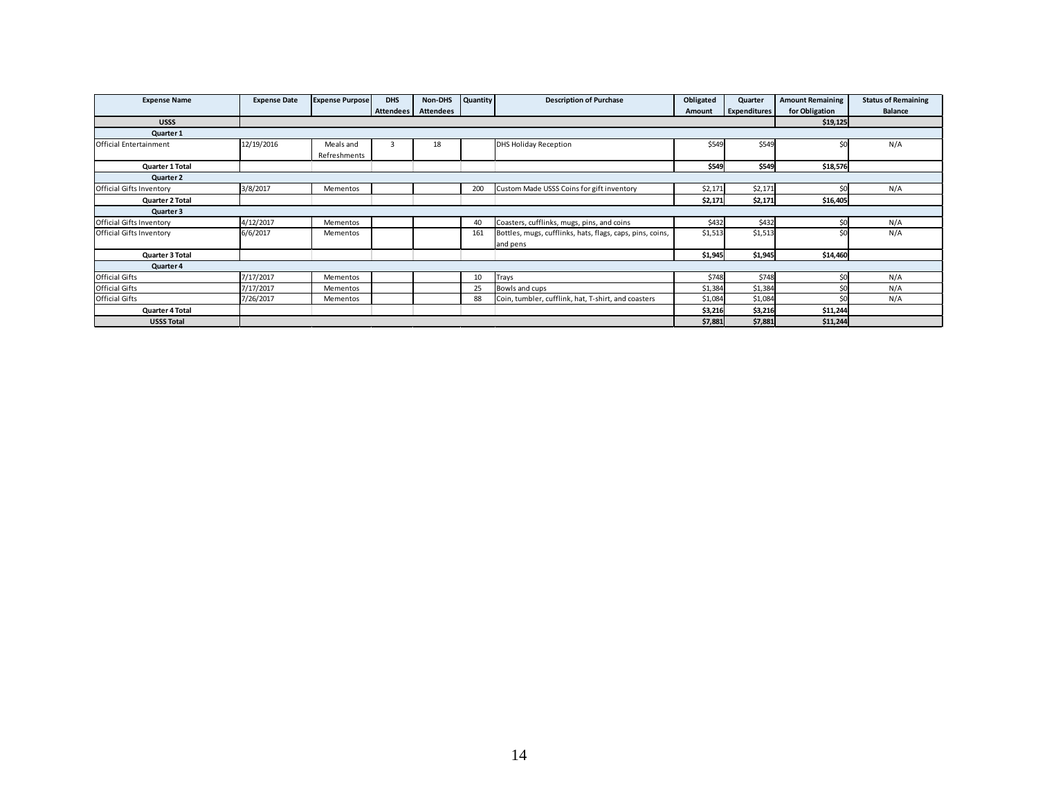| Expense Name | Expense Date | Expense Purpose | DHS Attendees | Non-DHS Attendees | Quantity | Description of Purchase | Obligated Amount | Quarter Expenditures | Amount Remaining for Obligation | Status of Remaining Balance |
|---|---|---|---|---|---|---|---|---|---|---|
| **USSS** | | | | | | | | | **$19,125** | |
| **Quarter 1** | | | | | | | | | | |
| Official Entertainment | 12/19/2016 | Meals and Refreshments | 3 | 18 | | DHS Holiday Reception | $549 | $549 | $0 | N/A |
| **Quarter 1 Total** | | | | | | | **$549** | **$549** | **$18,576** | |
| **Quarter 2** | | | | | | | | | | |
| Official Gifts Inventory | 3/8/2017 | Mementos | | | 200 | Custom Made USSS Coins for gift inventory | $2,171 | $2,171 | $0 | N/A |
| **Quarter 2 Total** | | | | | | | **$2,171** | **$2,171** | **$16,405** | |
| **Quarter 3** | | | | | | | | | | |
| Official Gifts Inventory | 4/12/2017 | Mementos | | | 40 | Coasters, cufflinks, mugs, pins, and coins | $432 | $432 | $0 | N/A |
| Official Gifts Inventory | 6/6/2017 | Mementos | | | 161 | Bottles, mugs, cufflinks, hats, flags, caps, pins, coins, and pens | $1,513 | $1,513 | $0 | N/A |
| **Quarter 3 Total** | | | | | | | **$1,945** | **$1,945** | **$14,460** | |
| **Quarter 4** | | | | | | | | | | |
| Official Gifts | 7/17/2017 | Mementos | | | 10 | Trays | $748 | $748 | $0 | N/A |
| Official Gifts | 7/17/2017 | Mementos | | | 25 | Bowls and cups | $1,384 | $1,384 | $0 | N/A |
| Official Gifts | 7/26/2017 | Mementos | | | 88 | Coin, tumbler, cufflink, hat, T-shirt, and coasters | $1,084 | $1,084 | $0 | N/A |
| **Quarter 4 Total** | | | | | | | **$3,216** | **$3,216** | **$11,244** | |
| **USSS Total** | | | | | | | **$7,881** | **$7,881** | **$11,244** | |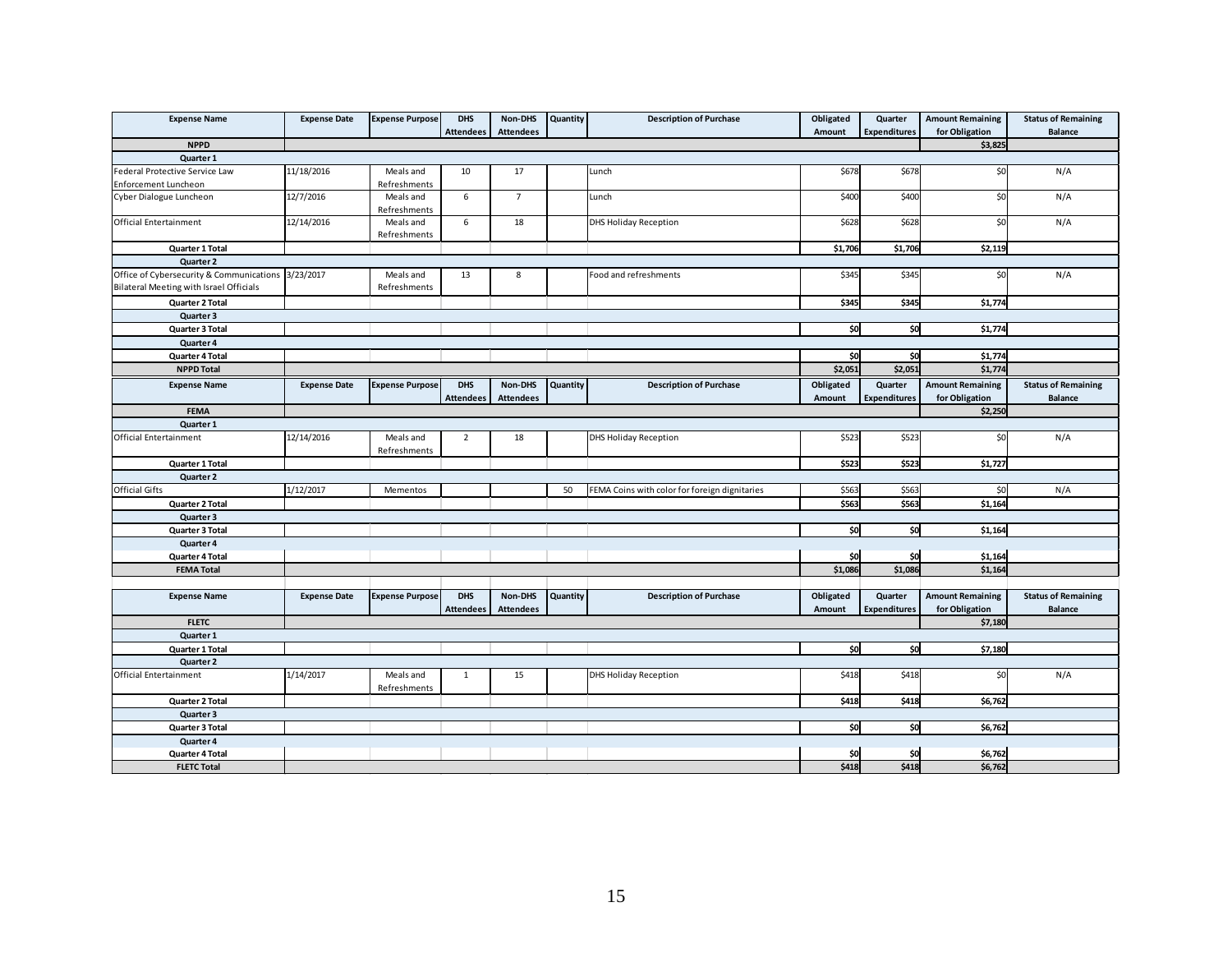| Expense Name | Expense Date | Expense Purpose | DHS Attendees | Non-DHS Attendees | Quantity | Description of Purchase | Obligated Amount | Quarter Expenditures | Amount Remaining for Obligation | Status of Remaining Balance |
|---|---|---|---|---|---|---|---|---|---|---|
| **NPPD** | | | | | | | | | **$3,825** | |
| **Quarter 1** | | | | | | | | | | |
| Federal Protective Service Law Enforcement Luncheon | 11/18/2016 | Meals and Refreshments | 10 | 17 | | Lunch | $678 | $678 | $0 | N/A |
| Cyber Dialogue Luncheon | 12/7/2016 | Meals and Refreshments | 6 | 7 | | Lunch | $400 | $400 | $0 | N/A |
| Official Entertainment | 12/14/2016 | Meals and Refreshments | 6 | 18 | | DHS Holiday Reception | $628 | $628 | $0 | N/A |
| **Quarter 1 Total** | | | | | | | **$1,706** | **$1,706** | **$2,119** | |
| **Quarter 2** | | | | | | | | | | |
| Office of Cybersecurity & Communications Bilateral Meeting with Israel Officials | 3/23/2017 | Meals and Refreshments | 13 | 8 | | Food and refreshments | $345 | $345 | $0 | N/A |
| **Quarter 2 Total** | | | | | | | **$345** | **$345** | **$1,774** | |
| **Quarter 3** | | | | | | | | | | |
| **Quarter 3 Total** | | | | | | | **$0** | **$0** | **$1,774** | |
| **Quarter 4** | | | | | | | | | | |
| **Quarter 4 Total** | | | | | | | **$0** | **$0** | **$1,774** | |
| **NPPD Total** | | | | | | | **$2,051** | **$2,051** | **$1,774** | |

| Expense Name | Expense Date | Expense Purpose | DHS Attendees | Non-DHS Attendees | Quantity | Description of Purchase | Obligated Amount | Quarter Expenditures | Amount Remaining for Obligation | Status of Remaining Balance |
|---|---|---|---|---|---|---|---|---|---|---|
| **FEMA** | | | | | | | | | **$2,250** | |
| **Quarter 1** | | | | | | | | | | |
| Official Entertainment | 12/14/2016 | Meals and Refreshments | 2 | 18 | | DHS Holiday Reception | $523 | $523 | $0 | N/A |
| **Quarter 1 Total** | | | | | | | **$523** | **$523** | **$1,727** | |
| **Quarter 2** | | | | | | | | | | |
| Official Gifts | 1/12/2017 | Mementos | | | 50 | FEMA Coins with color for foreign dignitaries | $563 | $563 | $0 | N/A |
| **Quarter 2 Total** | | | | | | | **$563** | **$563** | **$1,164** | |
| **Quarter 3** | | | | | | | | | | |
| **Quarter 3 Total** | | | | | | | **$0** | **$0** | **$1,164** | |
| **Quarter 4** | | | | | | | | | | |
| **Quarter 4 Total** | | | | | | | **$0** | **$0** | **$1,164** | |
| **FEMA Total** | | | | | | | **$1,086** | **$1,086** | **$1,164** | |

| Expense Name | Expense Date | Expense Purpose | DHS Attendees | Non-DHS Attendees | Quantity | Description of Purchase | Obligated Amount | Quarter Expenditures | Amount Remaining for Obligation | Status of Remaining Balance |
|---|---|---|---|---|---|---|---|---|---|---|
| **FLETC** | | | | | | | | | **$7,180** | |
| **Quarter 1** | | | | | | | | | | |
| **Quarter 1 Total** | | | | | | | **$0** | **$0** | **$7,180** | |
| **Quarter 2** | | | | | | | | | | |
| Official Entertainment | 1/14/2017 | Meals and Refreshments | 1 | 15 | | DHS Holiday Reception | $418 | $418 | $0 | N/A |
| **Quarter 2 Total** | | | | | | | **$418** | **$418** | **$6,762** | |
| **Quarter 3** | | | | | | | | | | |
| **Quarter 3 Total** | | | | | | | **$0** | **$0** | **$6,762** | |
| **Quarter 4** | | | | | | | | | | |
| **Quarter 4 Total** | | | | | | | **$0** | **$0** | **$6,762** | |
| **FLETC Total** | | | | | | | **$418** | **$418** | **$6,762** | |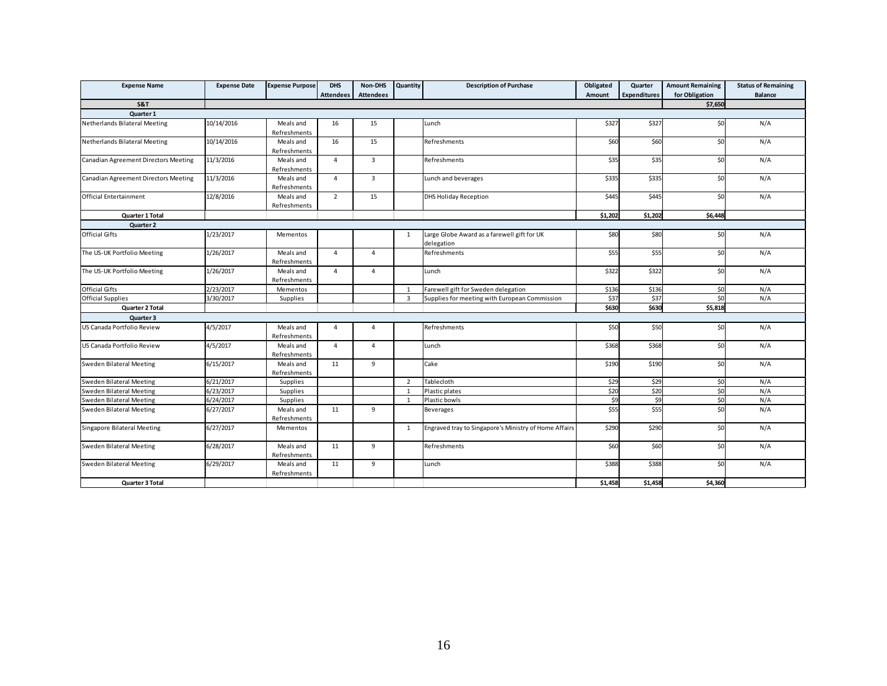| Expense Name | Expense Date | Expense Purpose | DHS Attendees | Non-DHS Attendees | Quantity | Description of Purchase | Obligated Amount | Quarter Expenditures | Amount Remaining for Obligation | Status of Remaining Balance |
|---|---|---|---|---|---|---|---|---|---|---|
| **S&T** | | | | | | | | | **$7,650** | |
| **Quarter 1** | | | | | | | | | | |
| Netherlands Bilateral Meeting | 10/14/2016 | Meals and Refreshments | 16 | 15 | | Lunch | $327 | $327 | $0 | N/A |
| Netherlands Bilateral Meeting | 10/14/2016 | Meals and Refreshments | 16 | 15 | | Refreshments | $60 | $60 | $0 | N/A |
| Canadian Agreement Directors Meeting | 11/3/2016 | Meals and Refreshments | 4 | 3 | | Refreshments | $35 | $35 | $0 | N/A |
| Canadian Agreement Directors Meeting | 11/3/2016 | Meals and Refreshments | 4 | 3 | | Lunch and beverages | $335 | $335 | $0 | N/A |
| Official Entertainment | 12/8/2016 | Meals and Refreshments | 2 | 15 | | DHS Holiday Reception | $445 | $445 | $0 | N/A |
| **Quarter 1 Total** | | | | | | | **$1,202** | **$1,202** | **$6,448** | |
| **Quarter 2** | | | | | | | | | | |
| Official Gifts | 1/23/2017 | Mementos | | | 1 | Large Globe Award as a farewell gift for UK delegation | $80 | $80 | $0 | N/A |
| The US-UK Portfolio Meeting | 1/26/2017 | Meals and Refreshments | 4 | 4 | | Refreshments | $55 | $55 | $0 | N/A |
| The US-UK Portfolio Meeting | 1/26/2017 | Meals and Refreshments | 4 | 4 | | Lunch | $322 | $322 | $0 | N/A |
| Official Gifts | 2/23/2017 | Mementos | | | 1 | Farewell gift for Sweden delegation | $136 | $136 | $0 | N/A |
| Official Supplies | 3/30/2017 | Supplies | | | 3 | Supplies for meeting with European Commission | $37 | $37 | $0 | N/A |
| **Quarter 2 Total** | | | | | | | **$630** | **$630** | **$5,818** | |
| **Quarter 3** | | | | | | | | | | |
| US Canada Portfolio Review | 4/5/2017 | Meals and Refreshments | 4 | 4 | | Refreshments | $50 | $50 | $0 | N/A |
| US Canada Portfolio Review | 4/5/2017 | Meals and Refreshments | 4 | 4 | | Lunch | $368 | $368 | $0 | N/A |
| Sweden Bilateral Meeting | 6/15/2017 | Meals and Refreshments | 11 | 9 | | Cake | $190 | $190 | $0 | N/A |
| Sweden Bilateral Meeting | 6/21/2017 | Supplies | | | 2 | Tablecloth | $29 | $29 | $0 | N/A |
| Sweden Bilateral Meeting | 6/23/2017 | Supplies | | | 1 | Plastic plates | $20 | $20 | $0 | N/A |
| Sweden Bilateral Meeting | 6/24/2017 | Supplies | | | 1 | Plastic bowls | $9 | $9 | $0 | N/A |
| Sweden Bilateral Meeting | 6/27/2017 | Meals and Refreshments | 11 | 9 | | Beverages | $55 | $55 | $0 | N/A |
| Singapore Bilateral Meeting | 6/27/2017 | Mementos | | | 1 | Engraved tray to Singapore's Ministry of Home Affairs | $290 | $290 | $0 | N/A |
| Sweden Bilateral Meeting | 6/28/2017 | Meals and Refreshments | 11 | 9 | | Refreshments | $60 | $60 | $0 | N/A |
| Sweden Bilateral Meeting | 6/29/2017 | Meals and Refreshments | 11 | 9 | | Lunch | $388 | $388 | $0 | N/A |
| **Quarter 3 Total** | | | | | | | **$1,458** | **$1,458** | **$4,360** | |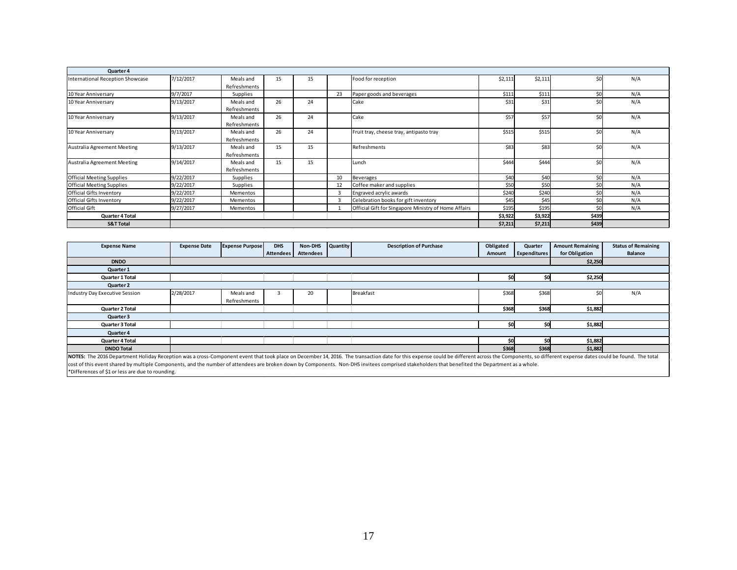| | | | | | | | | | | |
|---|---|---|---|---|---|---|---|---|---|---|
| **Quarter 4** | | | | | | | | | | |
| International Reception Showcase | 7/12/2017 | Meals and Refreshments | 15 | 15 | | Food for reception | $2,111 | $2,111 | $0 | N/A |
| 10 Year Anniversary | 9/7/2017 | Supplies | | | 23 | Paper goods and beverages | $111 | $111 | $0 | N/A |
| 10 Year Anniversary | 9/13/2017 | Meals and Refreshments | 26 | 24 | | Cake | $31 | $31 | $0 | N/A |
| 10 Year Anniversary | 9/13/2017 | Meals and Refreshments | 26 | 24 | | Cake | $57 | $57 | $0 | N/A |
| 10 Year Anniversary | 9/13/2017 | Meals and Refreshments | 26 | 24 | | Fruit tray, cheese tray, antipasto tray | $515 | $515 | $0 | N/A |
| Australia Agreement Meeting | 9/13/2017 | Meals and Refreshments | 15 | 15 | | Refreshments | $83 | $83 | $0 | N/A |
| Australia Agreement Meeting | 9/14/2017 | Meals and Refreshments | 15 | 15 | | Lunch | $444 | $444 | $0 | N/A |
| Official Meeting Supplies | 9/22/2017 | Supplies | | | 10 | Beverages | $40 | $40 | $0 | N/A |
| Official Meeting Supplies | 9/22/2017 | Supplies | | | 12 | Coffee maker and supplies | $50 | $50 | $0 | N/A |
| Official Gifts Inventory | 9/22/2017 | Mementos | | | 3 | Engraved acrylic awards | $240 | $240 | $0 | N/A |
| Official Gifts Inventory | 9/22/2017 | Mementos | | | 3 | Celebration books for gift inventory | $45 | $45 | $0 | N/A |
| Official Gift | 9/27/2017 | Mementos | | | 1 | Official Gift for Singapore Ministry of Home Affairs | $195 | $195 | $0 | N/A |
| **Quarter 4 Total** | | | | | | | **$3,922** | **$3,922** | **$439** | |
| **S&T Total** | | | | | | | **$7,211** | **$7,211** | **$439** | |

| Expense Name | Expense Date | Expense Purpose | DHS Attendees | Non-DHS Attendees | Quantity | Description of Purchase | Obligated Amount | Quarter Expenditures | Amount Remaining for Obligation | Status of Remaining Balance |
|---|---|---|---|---|---|---|---|---|---|---|
| **DNDO** | | | | | | | | | **$2,250** | |
| **Quarter 1** | | | | | | | | | | |
| **Quarter 1 Total** | | | | | | | **$0** | **$0** | **$2,250** | |
| **Quarter 2** | | | | | | | | | | |
| Industry Day Executive Session | 2/28/2017 | Meals and Refreshments | 3 | 20 | | Breakfast | $368 | $368 | $0 | N/A |
| **Quarter 2 Total** | | | | | | | **$368** | **$368** | **$1,882** | |
| **Quarter 3** | | | | | | | | | | |
| **Quarter 3 Total** | | | | | | | **$0** | **$0** | **$1,882** | |
| **Quarter 4** | | | | | | | | | | |
| **Quarter 4 Total** | | | | | | | **$0** | **$0** | **$1,882** | |
| **DNDO Total** | | | | | | | **$368** | **$368** | **$1,882** | |

**NOTES:** The 2016 Department Holiday Reception was a cross-Component event that took place on December 14, 2016. The transaction date for this expense could be different across the Components, so different expense dates could be found. The total cost of this event shared by multiple Components, and the number of attendees are broken down by Components. Non-DHS invitees comprised stakeholders that benefited the Department as a whole.

*Differences of $1 or less are due to rounding.